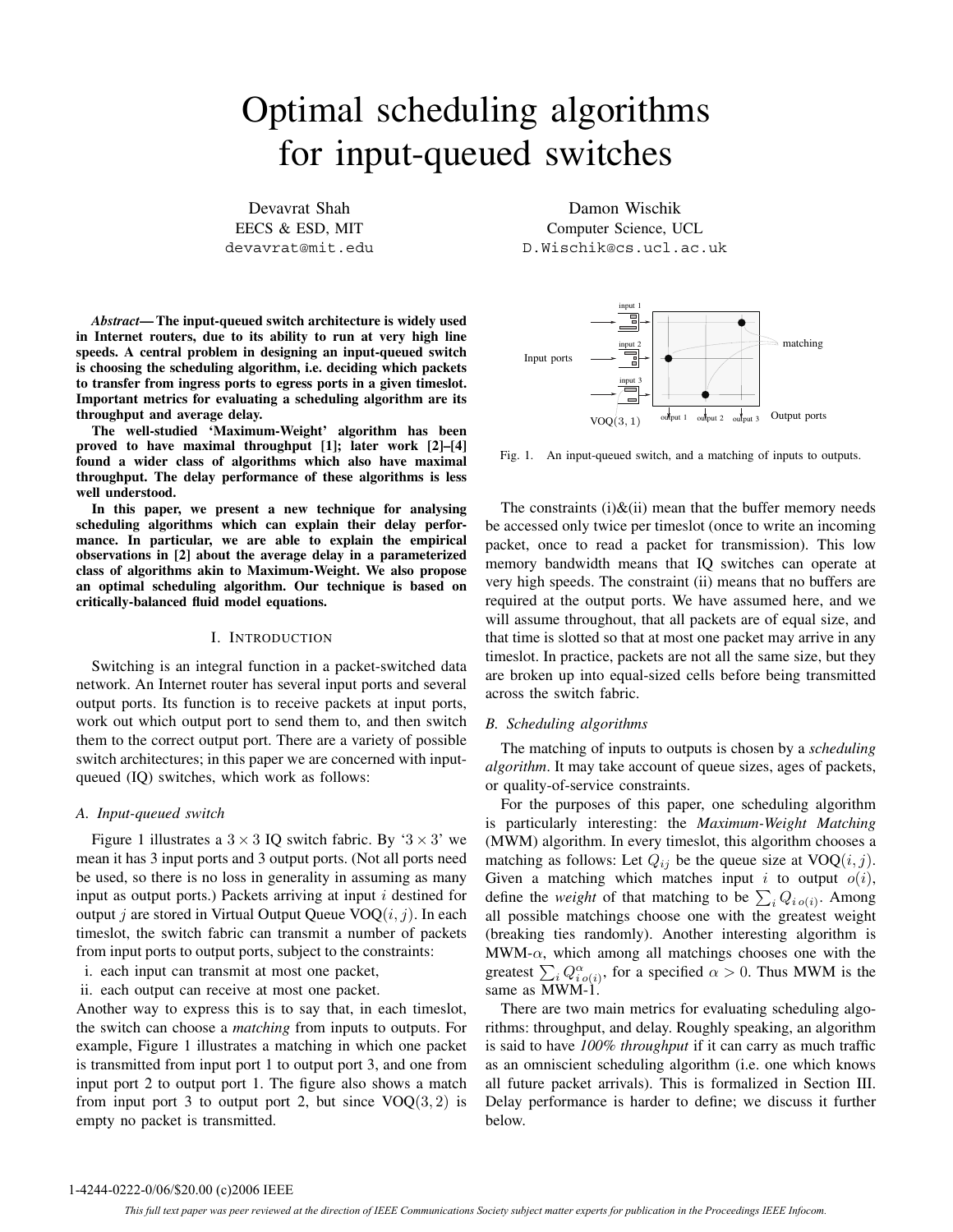# Optimal scheduling algorithms for input-queued switches

Devavrat Shah
EECS & ESD, MIT
devavrat@mit.edu

Damon Wischik
Computer Science, UCL
D.Wischik@cs.ucl.ac.uk

***Abstract*— The input-queued switch architecture is widely used in Internet routers, due to its ability to run at very high line speeds. A central problem in designing an input-queued switch is choosing the scheduling algorithm, i.e. deciding which packets to transfer from ingress ports to egress ports in a given timeslot. Important metrics for evaluating a scheduling algorithm are its throughput and average delay.**

**The well-studied 'Maximum-Weight' algorithm has been proved to have maximal throughput [1]; later work [2]–[4] found a wider class of algorithms which also have maximal throughput. The delay performance of these algorithms is less well understood.**

**In this paper, we present a new technique for analysing scheduling algorithms which can explain their delay performance. In particular, we are able to explain the empirical observations in [2] about the average delay in a parameterized class of algorithms akin to Maximum-Weight. We also propose an optimal scheduling algorithm. Our technique is based on critically-balanced fluid model equations.**

## I. Introduction

Switching is an integral function in a packet-switched data network. An Internet router has several input ports and several output ports. Its function is to receive packets at input ports, work out which output port to send them to, and then switch them to the correct output port. There are a variety of possible switch architectures; in this paper we are concerned with input-queued (IQ) switches, which work as follows:

### A. Input-queued switch

Figure 1 illustrates a $3 \times 3$ IQ switch fabric. By '$3 \times 3$' we mean it has 3 input ports and 3 output ports. (Not all ports need be used, so there is no loss in generality in assuming as many input as output ports.) Packets arriving at input $i$ destined for output $j$ are stored in Virtual Output Queue $\text{VOQ}(i,j)$. In each timeslot, the switch fabric can transmit a number of packets from input ports to output port, subject to the constraints:

i. each input can transmit at most one packet,
ii. each output can receive at most one packet.

Another way to express this is to say that, in each timeslot, the switch can choose a *matching* from inputs to outputs. For example, Figure 1 illustrates a matching in which one packet is transmitted from input port 1 to output port 3, and one from input port 2 to output port 1. The figure also shows a match from input port 3 to output port 2, but since $\text{VOQ}(3,2)$ is empty no packet is transmitted.

input 1
input 2
input 3
Input ports
matching
$\text{VOQ}(3,1)$
output 1
output 2
output 3
Output ports

Fig. 1. An input-queued switch, and a matching of inputs to outputs.

The constraints (i)&(ii) mean that the buffer memory needs be accessed only twice per timeslot (once to write an incoming packet, once to read a packet for transmission). This low memory bandwidth means that IQ switches can operate at very high speeds. The constraint (ii) means that no buffers are required at the output ports. We have assumed here, and we will assume throughout, that all packets are of equal size, and that time is slotted so that at most one packet may arrive in any timeslot. In practice, packets are not all the same size, but they are broken up into equal-sized cells before being transmitted across the switch fabric.

### B. Scheduling algorithms

The matching of inputs to outputs is chosen by a *scheduling algorithm*. It may take account of queue sizes, ages of packets, or quality-of-service constraints.

For the purposes of this paper, one scheduling algorithm is particularly interesting: the *Maximum-Weight Matching* (MWM) algorithm. In every timeslot, this algorithm chooses a matching as follows: Let $Q_{ij}$ be the queue size at $\text{VOQ}(i,j)$. Given a matching which matches input $i$ to output $o(i)$, define the *weight* of that matching to be $\sum_i Q_{i\,o(i)}$. Among all possible matchings choose one with the greatest weight (breaking ties randomly). Another interesting algorithm is MWM-$\alpha$, which among all matchings chooses one with the greatest $\sum_i Q^{\alpha}_{i\,o(i)}$, for a specified $\alpha > 0$. Thus MWM is the same as MWM-1.

There are two main metrics for evaluating scheduling algorithms: throughput, and delay. Roughly speaking, an algorithm is said to have *100% throughput* if it can carry as much traffic as an omniscient scheduling algorithm (i.e. one which knows all future packet arrivals). This is formalized in Section III. Delay performance is harder to define; we discuss it further below.

1-4244-0222-0/06/$20.00 (c)2006 IEEE

*This full text paper was peer reviewed at the direction of IEEE Communications Society subject matter experts for publication in the Proceedings IEEE Infocom.*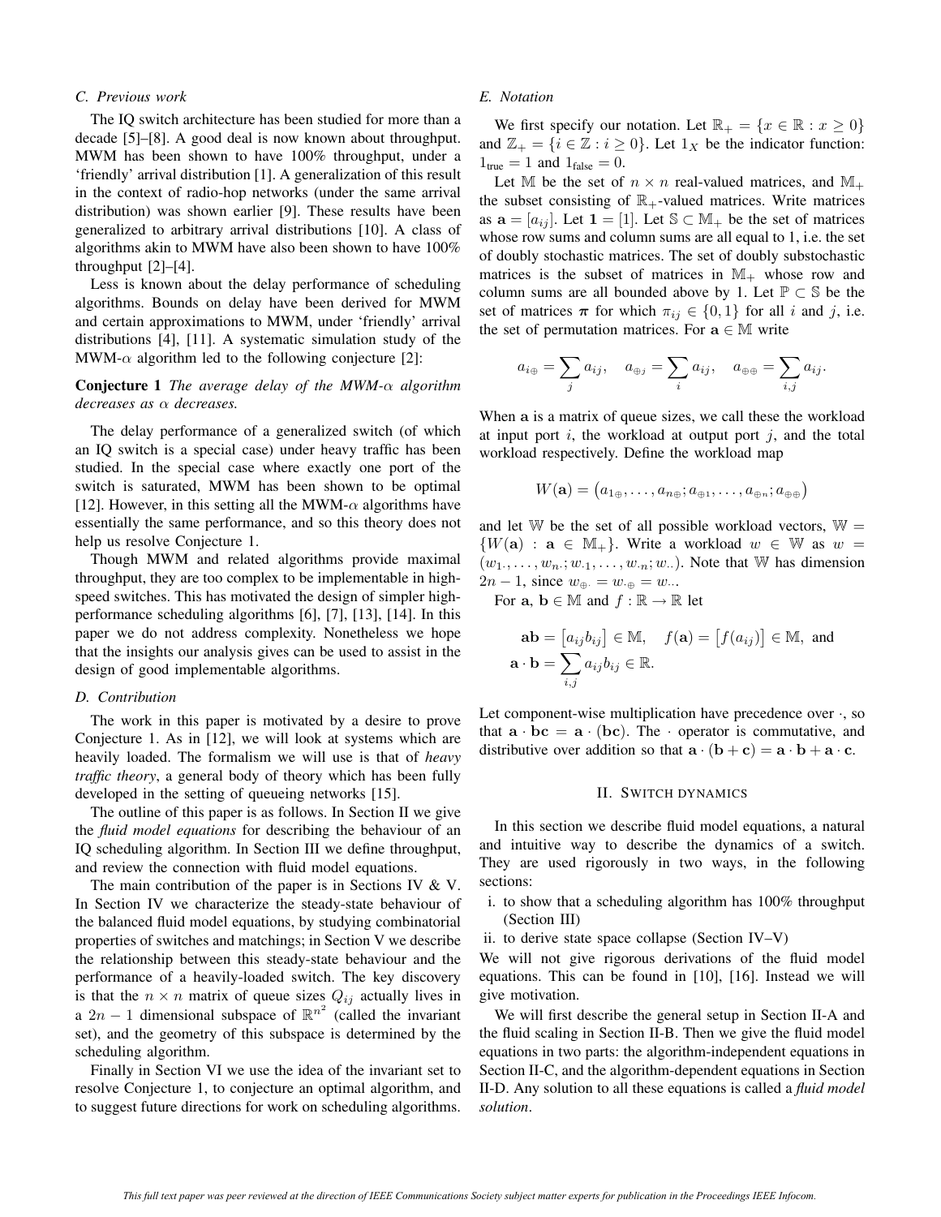### C. Previous work

The IQ switch architecture has been studied for more than a decade [5]–[8]. A good deal is now known about throughput. MWM has been shown to have 100% throughput, under a 'friendly' arrival distribution [1]. A generalization of this result in the context of radio-hop networks (under the same arrival distribution) was shown earlier [9]. These results have been generalized to arbitrary arrival distributions [10]. A class of algorithms akin to MWM have also been shown to have 100% throughput [2]–[4].

Less is known about the delay performance of scheduling algorithms. Bounds on delay have been derived for MWM and certain approximations to MWM, under 'friendly' arrival distributions [4], [11]. A systematic simulation study of the MWM-$\alpha$ algorithm led to the following conjecture [2]:

**Conjecture 1** *The average delay of the MWM-$\alpha$ algorithm decreases as $\alpha$ decreases.*

The delay performance of a generalized switch (of which an IQ switch is a special case) under heavy traffic has been studied. In the special case where exactly one port of the switch is saturated, MWM has been shown to be optimal [12]. However, in this setting all the MWM-$\alpha$ algorithms have essentially the same performance, and so this theory does not help us resolve Conjecture 1.

Though MWM and related algorithms provide maximal throughput, they are too complex to be implementable in high-speed switches. This has motivated the design of simpler high-performance scheduling algorithms [6], [7], [13], [14]. In this paper we do not address complexity. Nonetheless we hope that the insights our analysis gives can be used to assist in the design of good implementable algorithms.

### D. Contribution

The work in this paper is motivated by a desire to prove Conjecture 1. As in [12], we will look at systems which are heavily loaded. The formalism we will use is that of *heavy traffic theory*, a general body of theory which has been fully developed in the setting of queueing networks [15].

The outline of this paper is as follows. In Section II we give the *fluid model equations* for describing the behaviour of an IQ scheduling algorithm. In Section III we define throughput, and review the connection with fluid model equations.

The main contribution of the paper is in Sections IV & V. In Section IV we characterize the steady-state behaviour of the balanced fluid model equations, by studying combinatorial properties of switches and matchings; in Section V we describe the relationship between this steady-state behaviour and the performance of a heavily-loaded switch. The key discovery is that the $n \times n$ matrix of queue sizes $Q_{ij}$ actually lives in a $2n-1$ dimensional subspace of $\mathbb{R}^{n^2}$ (called the invariant set), and the geometry of this subspace is determined by the scheduling algorithm.

Finally in Section VI we use the idea of the invariant set to resolve Conjecture 1, to conjecture an optimal algorithm, and to suggest future directions for work on scheduling algorithms.

### E. Notation

We first specify our notation. Let $\mathbb{R}_+ = \{x \in \mathbb{R} : x \geq 0\}$ and $\mathbb{Z}_+ = \{i \in \mathbb{Z} : i \geq 0\}$. Let $1_X$ be the indicator function: $1_{\text{true}} = 1$ and $1_{\text{false}} = 0$.

Let $\mathbb{M}$ be the set of $n \times n$ real-valued matrices, and $\mathbb{M}_+$ the subset consisting of $\mathbb{R}_+$-valued matrices. Write matrices as $\mathbf{a} = [a_{ij}]$. Let $\mathbf{1} = [1]$. Let $\mathbb{S} \subset \mathbb{M}_+$ be the set of matrices whose row sums and column sums are all equal to 1, i.e. the set of doubly stochastic matrices. The set of doubly substochastic matrices is the subset of matrices in $\mathbb{M}_+$ whose row and column sums are all bounded above by 1. Let $\mathbb{P} \subset \mathbb{S}$ be the set of matrices $\boldsymbol{\pi}$ for which $\pi_{ij} \in \{0, 1\}$ for all $i$ and $j$, i.e. the set of permutation matrices. For $\mathbf{a} \in \mathbb{M}$ write

$$a_{i\oplus} = \sum_j a_{ij}, \quad a_{\oplus j} = \sum_i a_{ij}, \quad a_{\oplus\oplus} = \sum_{i,j} a_{ij}.$$

When $\mathbf{a}$ is a matrix of queue sizes, we call these the workload at input port $i$, the workload at output port $j$, and the total workload respectively. Define the workload map

$$W(\mathbf{a}) = \left(a_{1\oplus}, \ldots, a_{n\oplus}; a_{\oplus 1}, \ldots, a_{\oplus n}; a_{\oplus\oplus}\right)$$

and let $\mathbb{W}$ be the set of all possible workload vectors, $\mathbb{W} = \{W(\mathbf{a}) : \mathbf{a} \in \mathbb{M}_+\}$. Write a workload $w \in \mathbb{W}$ as $w = (w_{1\cdot}, \ldots, w_{n\cdot}; w_{\cdot 1}, \ldots, w_{\cdot n}; w_{\cdot\cdot})$. Note that $\mathbb{W}$ has dimension $2n-1$, since $w_{\oplus\cdot} = w_{\cdot\oplus} = w_{\cdot\cdot}$.

For $\mathbf{a}, \mathbf{b} \in \mathbb{M}$ and $f : \mathbb{R} \to \mathbb{R}$ let

$$\mathbf{ab} = \left[a_{ij} b_{ij}\right] \in \mathbb{M}, \quad f(\mathbf{a}) = \left[f(a_{ij})\right] \in \mathbb{M}, \text{ and}$$
$$\mathbf{a} \cdot \mathbf{b} = \sum_{i,j} a_{ij} b_{ij} \in \mathbb{R}.$$

Let component-wise multiplication have precedence over $\cdot$, so that $\mathbf{a} \cdot \mathbf{bc} = \mathbf{a} \cdot (\mathbf{bc})$. The $\cdot$ operator is commutative, and distributive over addition so that $\mathbf{a} \cdot (\mathbf{b} + \mathbf{c}) = \mathbf{a} \cdot \mathbf{b} + \mathbf{a} \cdot \mathbf{c}$.

## II. Switch dynamics

In this section we describe fluid model equations, a natural and intuitive way to describe the dynamics of a switch. They are used rigorously in two ways, in the following sections:

i. to show that a scheduling algorithm has 100% throughput (Section III)
ii. to derive state space collapse (Section IV–V)

We will not give rigorous derivations of the fluid model equations. This can be found in [10], [16]. Instead we will give motivation.

We will first describe the general setup in Section II-A and the fluid scaling in Section II-B. Then we give the fluid model equations in two parts: the algorithm-independent equations in Section II-C, and the algorithm-dependent equations in Section II-D. Any solution to all these equations is called a *fluid model solution*.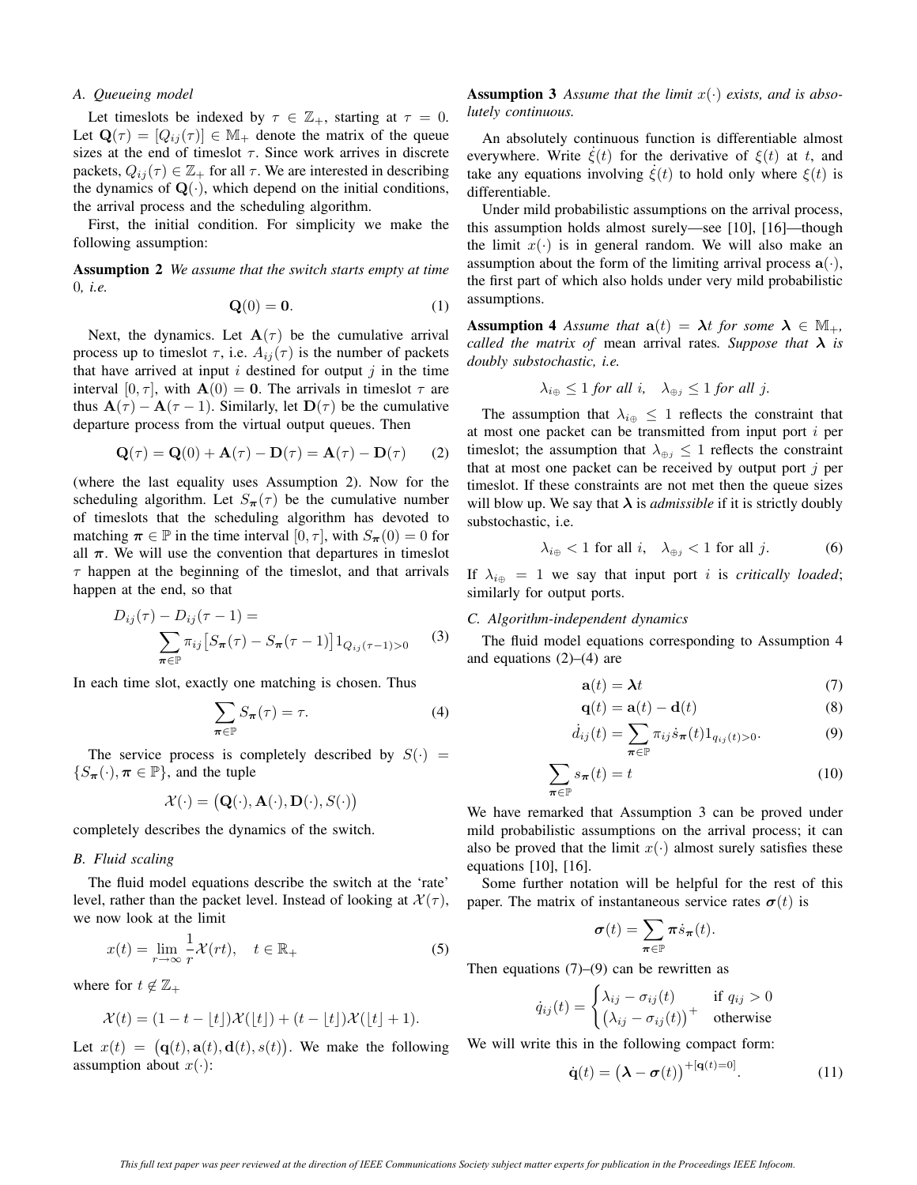### A. Queueing model

Let timeslots be indexed by $\tau \in \mathbb{Z}_+$, starting at $\tau = 0$. Let $\mathbf{Q}(\tau) = [Q_{ij}(\tau)] \in \mathbb{M}_+$ denote the matrix of the queue sizes at the end of timeslot $\tau$. Since work arrives in discrete packets, $Q_{ij}(\tau) \in \mathbb{Z}_+$ for all $\tau$. We are interested in describing the dynamics of $\mathbf{Q}(\cdot)$, which depend on the initial conditions, the arrival process and the scheduling algorithm.

First, the initial condition. For simplicity we make the following assumption:

**Assumption 2** *We assume that the switch starts empty at time 0, i.e.*

$$\mathbf{Q}(0) = \mathbf{0}. \tag{1}$$

Next, the dynamics. Let $\mathbf{A}(\tau)$ be the cumulative arrival process up to timeslot $\tau$, i.e. $A_{ij}(\tau)$ is the number of packets that have arrived at input $i$ destined for output $j$ in the time interval $[0, \tau]$, with $\mathbf{A}(0) = \mathbf{0}$. The arrivals in timeslot $\tau$ are thus $\mathbf{A}(\tau) - \mathbf{A}(\tau - 1)$. Similarly, let $\mathbf{D}(\tau)$ be the cumulative departure process from the virtual output queues. Then

$$\mathbf{Q}(\tau) = \mathbf{Q}(0) + \mathbf{A}(\tau) - \mathbf{D}(\tau) = \mathbf{A}(\tau) - \mathbf{D}(\tau) \tag{2}$$

(where the last equality uses Assumption 2). Now for the scheduling algorithm. Let $S_{\boldsymbol{\pi}}(\tau)$ be the cumulative number of timeslots that the scheduling algorithm has devoted to matching $\boldsymbol{\pi} \in \mathbb{P}$ in the time interval $[0, \tau]$, with $S_{\boldsymbol{\pi}}(0) = 0$ for all $\boldsymbol{\pi}$. We will use the convention that departures in timeslot $\tau$ happen at the beginning of the timeslot, and that arrivals happen at the end, so that

$$D_{ij}(\tau) - D_{ij}(\tau - 1) = \sum_{\boldsymbol{\pi} \in \mathbb{P}} \pi_{ij} \big[S_{\boldsymbol{\pi}}(\tau) - S_{\boldsymbol{\pi}}(\tau - 1)\big] 1_{Q_{ij}(\tau-1)>0} \tag{3}$$

In each time slot, exactly one matching is chosen. Thus

$$\sum_{\boldsymbol{\pi} \in \mathbb{P}} S_{\boldsymbol{\pi}}(\tau) = \tau. \tag{4}$$

The service process is completely described by $S(\cdot) = \{S_{\boldsymbol{\pi}}(\cdot), \boldsymbol{\pi} \in \mathbb{P}\}$, and the tuple

$$\mathcal{X}(\cdot) = \big(\mathbf{Q}(\cdot), \mathbf{A}(\cdot), \mathbf{D}(\cdot), S(\cdot)\big)$$

completely describes the dynamics of the switch.

### B. Fluid scaling

The fluid model equations describe the switch at the 'rate' level, rather than the packet level. Instead of looking at $\mathcal{X}(\tau)$, we now look at the limit

$$x(t) = \lim_{r \to \infty} \frac{1}{r} \mathcal{X}(rt), \quad t \in \mathbb{R}_+ \tag{5}$$

where for $t \notin \mathbb{Z}_+$

$$\mathcal{X}(t) = (1 - t - \lfloor t \rfloor)\mathcal{X}(\lfloor t \rfloor) + (t - \lfloor t \rfloor)\mathcal{X}(\lfloor t \rfloor + 1).$$

Let $x(t) = \big(\mathbf{q}(t), \mathbf{a}(t), \mathbf{d}(t), s(t)\big)$. We make the following assumption about $x(\cdot)$:

**Assumption 3** *Assume that the limit $x(\cdot)$ exists, and is absolutely continuous.*

An absolutely continuous function is differentiable almost everywhere. Write $\dot{\xi}(t)$ for the derivative of $\xi(t)$ at $t$, and take any equations involving $\dot{\xi}(t)$ to hold only where $\xi(t)$ is differentiable.

Under mild probabilistic assumptions on the arrival process, this assumption holds almost surely—see [10], [16]—though the limit $x(\cdot)$ is in general random. We will also make an assumption about the form of the limiting arrival process $\mathbf{a}(\cdot)$, the first part of which also holds under very mild probabilistic assumptions.

**Assumption 4** *Assume that $\mathbf{a}(t) = \boldsymbol{\lambda} t$ for some $\boldsymbol{\lambda} \in \mathbb{M}_+$, called the matrix of* mean arrival rates*. Suppose that $\boldsymbol{\lambda}$ is doubly substochastic, i.e.*

$$\lambda_{i\oplus} \leq 1 \text{ for all } i, \quad \lambda_{\oplus j} \leq 1 \text{ for all } j.$$

The assumption that $\lambda_{i\oplus} \leq 1$ reflects the constraint that at most one packet can be transmitted from input port $i$ per timeslot; the assumption that $\lambda_{\oplus j} \leq 1$ reflects the constraint that at most one packet can be received by output port $j$ per timeslot. If these constraints are not met then the queue sizes will blow up. We say that $\boldsymbol{\lambda}$ is *admissible* if it is strictly doubly substochastic, i.e.

$$\lambda_{i\oplus} < 1 \text{ for all } i, \quad \lambda_{\oplus j} < 1 \text{ for all } j. \tag{6}$$

If $\lambda_{i\oplus} = 1$ we say that input port $i$ is *critically loaded*; similarly for output ports.

### C. Algorithm-independent dynamics

The fluid model equations corresponding to Assumption 4 and equations (2)–(4) are

$$\mathbf{a}(t) = \boldsymbol{\lambda} t \tag{7}$$

$$\mathbf{q}(t) = \mathbf{a}(t) - \mathbf{d}(t) \tag{8}$$

$$\dot{d}_{ij}(t) = \sum_{\boldsymbol{\pi} \in \mathbb{P}} \pi_{ij} \dot{s}_{\boldsymbol{\pi}}(t) 1_{q_{ij}(t)>0}. \tag{9}$$

$$\sum_{\boldsymbol{\pi} \in \mathbb{P}} s_{\boldsymbol{\pi}}(t) = t \tag{10}$$

We have remarked that Assumption 3 can be proved under mild probabilistic assumptions on the arrival process; it can also be proved that the limit $x(\cdot)$ almost surely satisfies these equations [10], [16].

Some further notation will be helpful for the rest of this paper. The matrix of instantaneous service rates $\boldsymbol{\sigma}(t)$ is

$$\boldsymbol{\sigma}(t) = \sum_{\boldsymbol{\pi} \in \mathbb{P}} \boldsymbol{\pi} \dot{s}_{\boldsymbol{\pi}}(t).$$

Then equations (7)–(9) can be rewritten as

$$\dot{q}_{ij}(t) = \begin{cases} \lambda_{ij} - \sigma_{ij}(t) & \text{if } q_{ij} > 0 \\ \big(\lambda_{ij} - \sigma_{ij}(t)\big)^+ & \text{otherwise} \end{cases}$$

We will write this in the following compact form:

$$\dot{\mathbf{q}}(t) = \big(\boldsymbol{\lambda} - \boldsymbol{\sigma}(t)\big)^{+[\mathbf{q}(t)=0]}. \tag{11}$$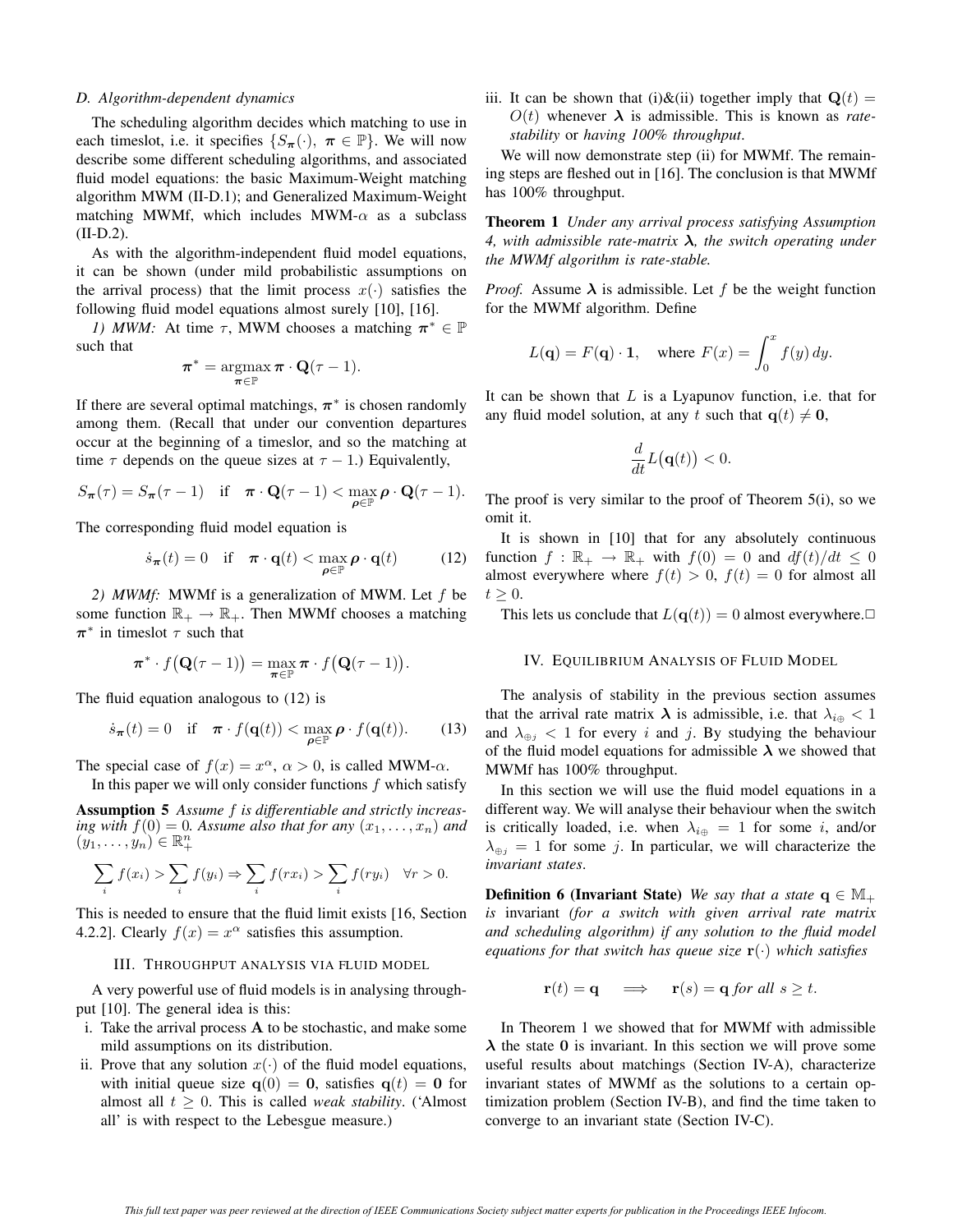### D. Algorithm-dependent dynamics

The scheduling algorithm decides which matching to use in each timeslot, i.e. it specifies $\{S_{\boldsymbol{\pi}}(\cdot),\ \boldsymbol{\pi} \in \mathbb{P}\}$. We will now describe some different scheduling algorithms, and associated fluid model equations: the basic Maximum-Weight matching algorithm MWM (II-D.1); and Generalized Maximum-Weight matching MWMf, which includes MWM-$\alpha$ as a subclass (II-D.2).

As with the algorithm-independent fluid model equations, it can be shown (under mild probabilistic assumptions on the arrival process) that the limit process $x(\cdot)$ satisfies the following fluid model equations almost surely [10], [16].

*1) MWM:* At time $\tau$, MWM chooses a matching $\boldsymbol{\pi}^* \in \mathbb{P}$ such that

$$\boldsymbol{\pi}^* = \operatorname*{argmax}_{\boldsymbol{\pi}\in\mathbb{P}} \boldsymbol{\pi} \cdot \mathbf{Q}(\tau - 1).$$

If there are several optimal matchings, $\boldsymbol{\pi}^*$ is chosen randomly among them. (Recall that under our convention departures occur at the beginning of a timeslor, and so the matching at time $\tau$ depends on the queue sizes at $\tau - 1$.) Equivalently,

$$S_{\boldsymbol{\pi}}(\tau) = S_{\boldsymbol{\pi}}(\tau - 1) \quad \text{if} \quad \boldsymbol{\pi} \cdot \mathbf{Q}(\tau - 1) < \max_{\boldsymbol{\rho}\in\mathbb{P}} \boldsymbol{\rho} \cdot \mathbf{Q}(\tau - 1).$$

The corresponding fluid model equation is

$$\dot{s}_{\boldsymbol{\pi}}(t) = 0 \quad \text{if} \quad \boldsymbol{\pi} \cdot \mathbf{q}(t) < \max_{\boldsymbol{\rho}\in\mathbb{P}} \boldsymbol{\rho} \cdot \mathbf{q}(t) \tag{12}$$

*2) MWMf:* MWMf is a generalization of MWM. Let $f$ be some function $\mathbb{R}_+ \to \mathbb{R}_+$. Then MWMf chooses a matching $\boldsymbol{\pi}^*$ in timeslot $\tau$ such that

$$\boldsymbol{\pi}^* \cdot f\big(\mathbf{Q}(\tau - 1)\big) = \max_{\boldsymbol{\pi}\in\mathbb{P}} \boldsymbol{\pi} \cdot f\big(\mathbf{Q}(\tau - 1)\big).$$

The fluid equation analogous to (12) is

$$\dot{s}_{\boldsymbol{\pi}}(t) = 0 \quad \text{if} \quad \boldsymbol{\pi} \cdot f(\mathbf{q}(t)) < \max_{\boldsymbol{\rho}\in\mathbb{P}} \boldsymbol{\rho} \cdot f(\mathbf{q}(t)). \tag{13}$$

The special case of $f(x) = x^\alpha$, $\alpha > 0$, is called MWM-$\alpha$.

In this paper we will only consider functions $f$ which satisfy

**Assumption 5** *Assume $f$ is differentiable and strictly increasing with $f(0) = 0$. Assume also that for any $(x_1, \ldots, x_n)$ and $(y_1, \ldots, y_n) \in \mathbb{R}^n_+$*

$$\sum_i f(x_i) > \sum_i f(y_i) \Rightarrow \sum_i f(rx_i) > \sum_i f(ry_i) \quad \forall r > 0.$$

This is needed to ensure that the fluid limit exists [16, Section 4.2.2]. Clearly $f(x) = x^\alpha$ satisfies this assumption.

## III. Throughput analysis via fluid model

A very powerful use of fluid models is in analysing throughput [10]. The general idea is this:

i. Take the arrival process $\mathbf{A}$ to be stochastic, and make some mild assumptions on its distribution.
ii. Prove that any solution $x(\cdot)$ of the fluid model equations, with initial queue size $x(0) = \mathbf{0}$, satisfies $\mathbf{q}(t) = \mathbf{0}$ for almost all $t \geq 0$. This is called *weak stability*. ('Almost all' is with respect to the Lebesgue measure.)
iii. It can be shown that (i)&(ii) together imply that $\mathbf{Q}(t) = O(t)$ whenever $\boldsymbol{\lambda}$ is admissible. This is known as *rate-stability* or *having 100% throughput*.

We will now demonstrate step (ii) for MWMf. The remaining steps are fleshed out in [16]. The conclusion is that MWMf has 100% throughput.

**Theorem 1** *Under any arrival process satisfying Assumption 4, with admissible rate-matrix $\boldsymbol{\lambda}$, the switch operating under the MWMf algorithm is rate-stable.*

*Proof.* Assume $\boldsymbol{\lambda}$ is admissible. Let $f$ be the weight function for the MWMf algorithm. Define

$$L(\mathbf{q}) = F(\mathbf{q}) \cdot \mathbf{1}, \quad \text{where } F(x) = \int_0^x f(y)\, dy.$$

It can be shown that $L$ is a Lyapunov function, i.e. that for any fluid model solution, at any $t$ such that $\mathbf{q}(t) \neq \mathbf{0}$,

$$\frac{d}{dt} L\big(\mathbf{q}(t)\big) < 0.$$

The proof is very similar to the proof of Theorem 5(i), so we omit it.

It is shown in [10] that for any absolutely continuous function $f : \mathbb{R}_+ \to \mathbb{R}_+$ with $f(0) = 0$ and $df(t)/dt \leq 0$ almost everywhere where $f(t) > 0$, $f(t) = 0$ for almost all $t \geq 0$.

This lets us conclude that $L(\mathbf{q}(t)) = 0$ almost everywhere. □

## IV. Equilibrium Analysis of Fluid Model

The analysis of stability in the previous section assumes that the arrival rate matrix $\boldsymbol{\lambda}$ is admissible, i.e. that $\lambda_{i\oplus} < 1$ and $\lambda_{\oplus j} < 1$ for every $i$ and $j$. By studying the behaviour of the fluid model equations for admissible $\boldsymbol{\lambda}$ we showed that MWMf has 100% throughput.

In this section we will use the fluid model equations in a different way. We will analyse their behaviour when the switch is critically loaded, i.e. when $\lambda_{i\oplus} = 1$ for some $i$, and/or $\lambda_{\oplus j} = 1$ for some $j$. In particular, we will characterize the *invariant states*.

**Definition 6 (Invariant State)** *We say that a state $\mathbf{q} \in \mathbb{M}_+$ is* invariant *(for a switch with given arrival rate matrix and scheduling algorithm) if any solution to the fluid model equations for that switch has queue size $\mathbf{r}(\cdot)$ which satisfies*

$$\mathbf{r}(t) = \mathbf{q} \quad \Longrightarrow \quad \mathbf{r}(s) = \mathbf{q} \text{ for all } s \geq t.$$

In Theorem 1 we showed that for MWMf with admissible $\boldsymbol{\lambda}$ the state $\mathbf{0}$ is invariant. In this section we will prove some useful results about matchings (Section IV-A), characterize invariant states of MWMf as the solutions to a certain optimization problem (Section IV-B), and find the time taken to converge to an invariant state (Section IV-C).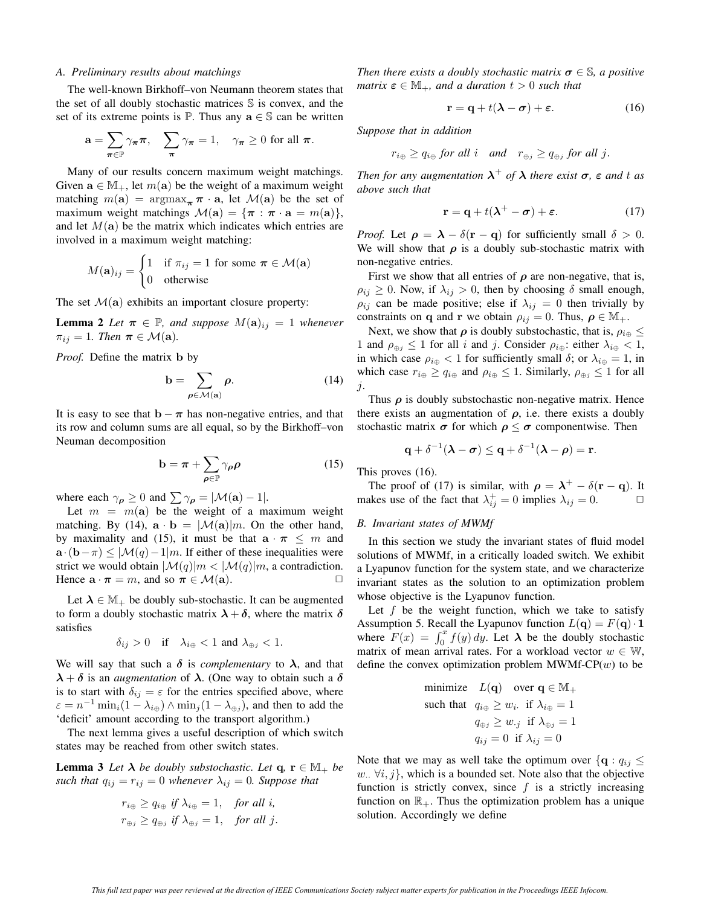### A. Preliminary results about matchings

The well-known Birkhoff–von Neumann theorem states that the set of all doubly stochastic matrices $\mathbb{S}$ is convex, and the set of its extreme points is $\mathbb{P}$. Thus any $\mathbf{a} \in \mathbb{S}$ can be written

$$\mathbf{a} = \sum_{\boldsymbol{\pi} \in \mathbb{P}} \gamma_{\boldsymbol{\pi}} \boldsymbol{\pi}, \quad \sum_{\boldsymbol{\pi}} \gamma_{\boldsymbol{\pi}} = 1, \quad \gamma_{\boldsymbol{\pi}} \geq 0 \text{ for all } \boldsymbol{\pi}.$$

Many of our results concern maximum weight matchings. Given $\mathbf{a} \in \mathbb{M}_+$, let $m(\mathbf{a})$ be the weight of a maximum weight matching $m(\mathbf{a}) = \operatorname{argmax}_{\boldsymbol{\pi}} \boldsymbol{\pi} \cdot \mathbf{a}$, let $\mathcal{M}(\mathbf{a})$ be the set of maximum weight matchings $\mathcal{M}(\mathbf{a}) = \{\boldsymbol{\pi} : \boldsymbol{\pi} \cdot \mathbf{a} = m(\mathbf{a})\}$, and let $M(\mathbf{a})$ be the matrix which indicates which entries are involved in a maximum weight matching:

$$M(\mathbf{a})_{ij} = \begin{cases} 1 & \text{if } \pi_{ij} = 1 \text{ for some } \boldsymbol{\pi} \in \mathcal{M}(\mathbf{a}) \\ 0 & \text{otherwise} \end{cases}$$

The set $\mathcal{M}(\mathbf{a})$ exhibits an important closure property:

**Lemma 2** *Let $\boldsymbol{\pi} \in \mathbb{P}$, and suppose $M(\mathbf{a})_{ij} = 1$ whenever $\pi_{ij} = 1$. Then $\boldsymbol{\pi} \in \mathcal{M}(\mathbf{a})$.*

*Proof.* Define the matrix $\mathbf{b}$ by

$$\mathbf{b} = \sum_{\boldsymbol{\rho} \in \mathcal{M}(\mathbf{a})} \boldsymbol{\rho}. \tag{14}$$

It is easy to see that $\mathbf{b} - \boldsymbol{\pi}$ has non-negative entries, and that its row and column sums are all equal, so by the Birkhoff–von Neuman decomposition

$$\mathbf{b} = \boldsymbol{\pi} + \sum_{\boldsymbol{\rho} \in \mathbb{P}} \gamma_{\boldsymbol{\rho}} \boldsymbol{\rho} \tag{15}$$

where each $\gamma_{\boldsymbol{\rho}} \geq 0$ and $\sum \gamma_{\boldsymbol{\rho}} = |\mathcal{M}(\mathbf{a}) - 1|$.

Let $m = m(\mathbf{a})$ be the weight of a maximum weight matching. By (14), $\mathbf{a} \cdot \mathbf{b} = |\mathcal{M}(\mathbf{a})| m$. On the other hand, by maximality and (15), it must be that $\mathbf{a} \cdot \boldsymbol{\pi} \leq m$ and $\mathbf{a} \cdot (\mathbf{b} - \pi) \leq |\mathcal{M}(q) - 1| m$. If either of these inequalities were strict we would obtain $|\mathcal{M}(q)| m < |\mathcal{M}(q)| m$, a contradiction. Hence $\mathbf{a} \cdot \boldsymbol{\pi} = m$, and so $\boldsymbol{\pi} \in \mathcal{M}(\mathbf{a})$. □

Let $\boldsymbol{\lambda} \in \mathbb{M}_+$ be doubly sub-stochastic. It can be augmented to form a doubly stochastic matrix $\boldsymbol{\lambda} + \boldsymbol{\delta}$, where the matrix $\boldsymbol{\delta}$ satisfies

$$\delta_{ij} > 0 \quad \text{if} \quad \lambda_{i\oplus} < 1 \text{ and } \lambda_{\oplus j} < 1.$$

We will say that such a $\boldsymbol{\delta}$ is *complementary* to $\boldsymbol{\lambda}$, and that $\boldsymbol{\lambda} + \boldsymbol{\delta}$ is an *augmentation* of $\boldsymbol{\lambda}$. (One way to obtain such a $\boldsymbol{\delta}$ is to start with $\delta_{ij} = \varepsilon$ for the entries specified above, where $\varepsilon = n^{-1} \min_i (1 - \lambda_{i\oplus}) \wedge \min_j (1 - \lambda_{\oplus j})$, and then to add the 'deficit' amount according to the transport algorithm.)

The next lemma gives a useful description of which switch states may be reached from other switch states.

**Lemma 3** *Let $\boldsymbol{\lambda}$ be doubly substochastic. Let $\mathbf{q}$, $\mathbf{r} \in \mathbb{M}_+$ be such that $q_{ij} = r_{ij} = 0$ whenever $\lambda_{ij} = 0$. Suppose that*

$$r_{i\oplus} \geq q_{i\oplus} \text{ if } \lambda_{i\oplus} = 1, \quad \text{for all } i,$$
$$r_{\oplus j} \geq q_{\oplus j} \text{ if } \lambda_{\oplus j} = 1, \quad \text{for all } j.$$

*Then there exists a doubly stochastic matrix $\boldsymbol{\sigma} \in \mathbb{S}$, a positive matrix $\boldsymbol{\varepsilon} \in \mathbb{M}_+$, and a duration $t > 0$ such that*

$$\mathbf{r} = \mathbf{q} + t(\boldsymbol{\lambda} - \boldsymbol{\sigma}) + \boldsymbol{\varepsilon}. \tag{16}$$

*Suppose that in addition*

$$r_{i\oplus} \geq q_{i\oplus} \text{ for all } i \quad \text{and} \quad r_{\oplus j} \geq q_{\oplus j} \text{ for all } j.$$

*Then for any augmentation $\boldsymbol{\lambda}^+$ of $\boldsymbol{\lambda}$ there exist $\boldsymbol{\sigma}$, $\boldsymbol{\varepsilon}$ and $t$ as above such that*

$$\mathbf{r} = \mathbf{q} + t(\boldsymbol{\lambda}^+ - \boldsymbol{\sigma}) + \boldsymbol{\varepsilon}. \tag{17}$$

*Proof.* Let $\boldsymbol{\rho} = \boldsymbol{\lambda} - \delta(\mathbf{r} - \mathbf{q})$ for sufficiently small $\delta > 0$. We will show that $\boldsymbol{\rho}$ is a doubly sub-stochastic matrix with non-negative entries.

First we show that all entries of $\boldsymbol{\rho}$ are non-negative, that is, $\rho_{ij} \geq 0$. Now, if $\lambda_{ij} > 0$, then by choosing $\delta$ small enough, $\rho_{ij}$ can be made positive; else if $\lambda_{ij} = 0$ then trivially by constraints on $\mathbf{q}$ and $\mathbf{r}$ we obtain $\rho_{ij} = 0$. Thus, $\boldsymbol{\rho} \in \mathbb{M}_+$.

Next, we show that $\boldsymbol{\rho}$ is doubly substochastic, that is, $\rho_{i\oplus} \leq 1$ and $\rho_{\oplus j} \leq 1$ for all $i$ and $j$. Consider $\rho_{i\oplus}$: either $\lambda_{i\oplus} < 1$, in which case $\rho_{i\oplus} < 1$ for sufficiently small $\delta$; or $\lambda_{i\oplus} = 1$, in which case $r_{i\oplus} \geq q_{i\oplus}$ and $\rho_{i\oplus} \leq 1$. Similarly, $\rho_{\oplus j} \leq 1$ for all $j$.

Thus $\boldsymbol{\rho}$ is doubly substochastic non-negative matrix. Hence there exists an augmentation of $\boldsymbol{\rho}$, i.e. there exists a doubly stochastic matrix $\boldsymbol{\sigma}$ for which $\boldsymbol{\rho} \leq \boldsymbol{\sigma}$ componentwise. Then

$$\mathbf{q} + \delta^{-1}(\boldsymbol{\lambda} - \boldsymbol{\sigma}) \leq \mathbf{q} + \delta^{-1}(\boldsymbol{\lambda} - \boldsymbol{\rho}) = \mathbf{r}.$$

This proves (16).

The proof of (17) is similar, with $\boldsymbol{\rho} = \boldsymbol{\lambda}^+ - \delta(\mathbf{r} - \mathbf{q})$. It makes use of the fact that $\lambda^+_{ij} = 0$ implies $\lambda_{ij} = 0$. □

### B. Invariant states of MWMf

In this section we study the invariant states of fluid model solutions of MWMf, in a critically loaded switch. We exhibit a Lyapunov function for the system state, and we characterize invariant states as the solution to an optimization problem whose objective is the Lyapunov function.

Let $f$ be the weight function, which we take to satisfy Assumption 5. Recall the Lyapunov function $L(\mathbf{q}) = F(\mathbf{q}) \cdot \mathbf{1}$ where $F(x) = \int_0^x f(y)\,dy$. Let $\boldsymbol{\lambda}$ be the doubly stochastic matrix of mean arrival rates. For a workload vector $w \in \mathbb{W}$, define the convex optimization problem MWMf-CP($w$) to be

$$\begin{aligned} \text{minimize} \quad & L(\mathbf{q}) \quad \text{over } \mathbf{q} \in \mathbb{M}_+ \\ \text{such that} \quad & q_{i\oplus} \geq w_{i\cdot} \text{ if } \lambda_{i\oplus} = 1 \\ & q_{\oplus j} \geq w_{\cdot j} \text{ if } \lambda_{\oplus j} = 1 \\ & q_{ij} = 0 \text{ if } \lambda_{ij} = 0 \end{aligned}$$

Note that we may as well take the optimum over $\{\mathbf{q} : q_{ij} \leq w_{\cdot\cdot}\ \forall i, j\}$, which is a bounded set. Note also that the objective function is strictly convex, since $f$ is a strictly increasing function on $\mathbb{R}_+$. Thus the optimization problem has a unique solution. Accordingly we define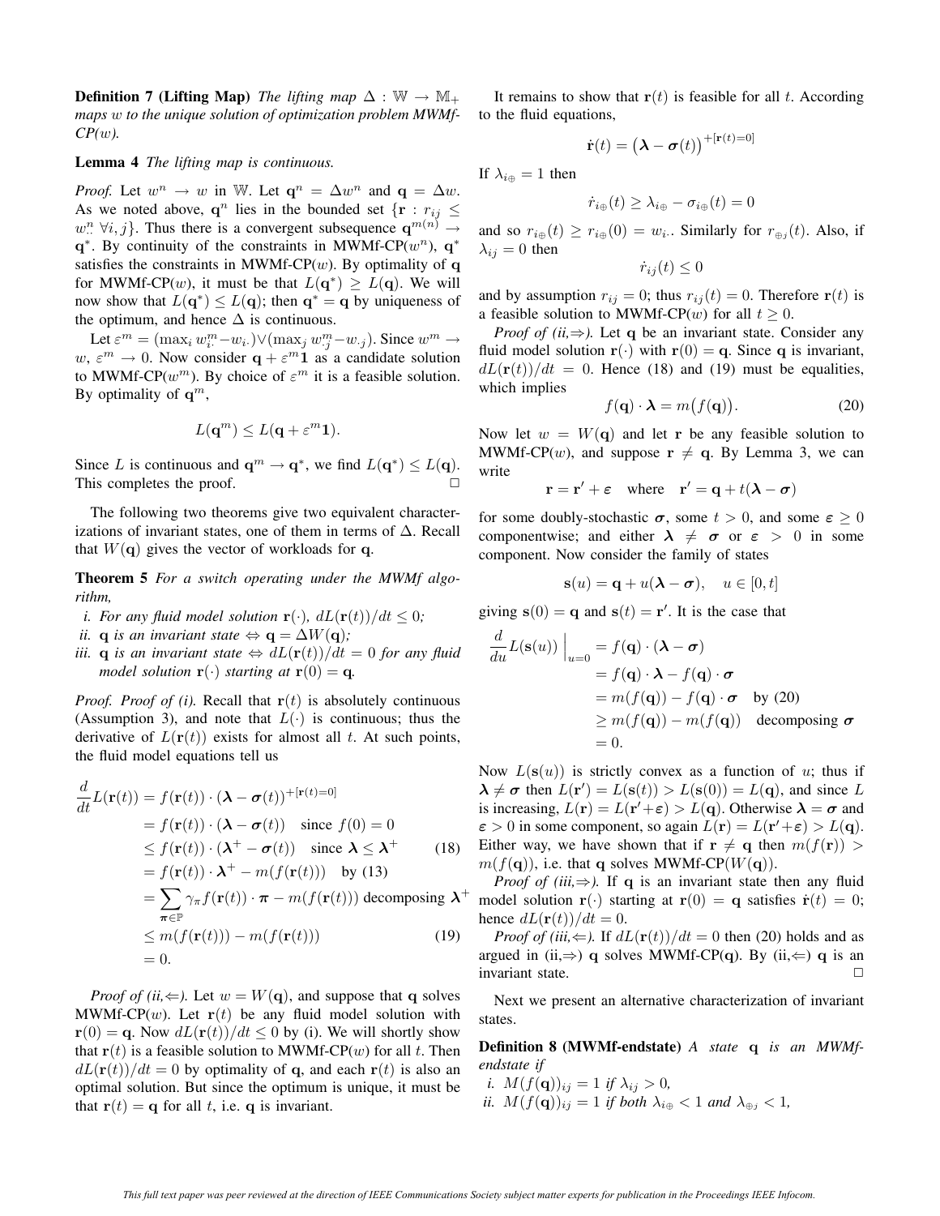**Definition 7 (Lifting Map)** *The lifting map $\Delta : \mathbb{W} \to \mathbb{M}_+$ maps $w$ to the unique solution of optimization problem MWMf-CP($w$).*

**Lemma 4** *The lifting map is continuous.*

*Proof.* Let $w^n \to w$ in $\mathbb{W}$. Let $\mathbf{q}^n = \Delta w^n$ and $\mathbf{q} = \Delta w$. As we noted above, $\mathbf{q}^n$ lies in the bounded set $\{\mathbf{r} : r_{ij} \leq w^n_{\cdot\cdot}\ \forall i,j\}$. Thus there is a convergent subsequence $\mathbf{q}^{m(n)} \to \mathbf{q}^*$. By continuity of the constraints in MWMf-CP($w^n$), $\mathbf{q}^*$ satisfies the constraints in MWMf-CP($w$). By optimality of $\mathbf{q}$ for MWMf-CP($w$), it must be that $L(\mathbf{q}^*) \geq L(\mathbf{q})$. We will now show that $L(\mathbf{q}^*) \leq L(\mathbf{q})$; then $\mathbf{q}^* = \mathbf{q}$ by uniqueness of the optimum, and hence $\Delta$ is continuous.

Let $\varepsilon^m = (\max_i w^m_{i\cdot} - w_{i\cdot}) \vee (\max_j w^m_{\cdot j} - w_{\cdot j})$. Since $w^m \to w$, $\varepsilon^m \to 0$. Now consider $\mathbf{q} + \varepsilon^m \mathbf{1}$ as a candidate solution to MWMf-CP($w^m$). By choice of $\varepsilon^m$ it is a feasible solution. By optimality of $\mathbf{q}^m$,

$$L(\mathbf{q}^m) \leq L(\mathbf{q} + \varepsilon^m \mathbf{1}).$$

Since $L$ is continuous and $\mathbf{q}^m \to \mathbf{q}^*$, we find $L(\mathbf{q}^*) \leq L(\mathbf{q})$. This completes the proof. □

The following two theorems give two equivalent characterizations of invariant states, one of them in terms of $\Delta$. Recall that $W(\mathbf{q})$ gives the vector of workloads for $\mathbf{q}$.

**Theorem 5** *For a switch operating under the MWMf algorithm,*

*i. For any fluid model solution $\mathbf{r}(\cdot)$, $dL(\mathbf{r}(t))/dt \leq 0$;*
*ii. $\mathbf{q}$ is an invariant state $\Leftrightarrow$ $\mathbf{q} = \Delta W(\mathbf{q})$;*
*iii. $\mathbf{q}$ is an invariant state $\Leftrightarrow$ $dL(\mathbf{r}(t))/dt = 0$ for any fluid model solution $\mathbf{r}(\cdot)$ starting at $\mathbf{r}(0) = \mathbf{q}$.*

*Proof. Proof of (i).* Recall that $\mathbf{r}(t)$ is absolutely continuous (Assumption 3), and note that $L(\cdot)$ is continuous; thus the derivative of $L(\mathbf{r}(t))$ exists for almost all $t$. At such points, the fluid model equations tell us

$$\begin{aligned}
\frac{d}{dt}L(\mathbf{r}(t)) &= f(\mathbf{r}(t)) \cdot (\boldsymbol{\lambda} - \boldsymbol{\sigma}(t))^{+[\mathbf{r}(t)=0]} \\
&= f(\mathbf{r}(t)) \cdot (\boldsymbol{\lambda} - \boldsymbol{\sigma}(t)) \quad \text{since } f(0) = 0 \\
&\leq f(\mathbf{r}(t)) \cdot (\boldsymbol{\lambda}^+ - \boldsymbol{\sigma}(t)) \quad \text{since } \boldsymbol{\lambda} \leq \boldsymbol{\lambda}^+ \qquad (18) \\
&= f(\mathbf{r}(t)) \cdot \boldsymbol{\lambda}^+ - m(f(\mathbf{r}(t))) \quad \text{by (13)} \\
&= \sum_{\boldsymbol{\pi} \in \mathbb{P}} \gamma_{\boldsymbol{\pi}} f(\mathbf{r}(t)) \cdot \boldsymbol{\pi} - m(f(\mathbf{r}(t))) \text{ decomposing } \boldsymbol{\lambda}^+ \\
&\leq m(f(\mathbf{r}(t))) - m(f(\mathbf{r}(t))) \qquad (19) \\
&= 0.
\end{aligned}$$

*Proof of (ii,$\Leftarrow$).* Let $w = W(\mathbf{q})$, and suppose that $\mathbf{q}$ solves MWMf-CP($w$). Let $\mathbf{r}(t)$ be any fluid model solution with $\mathbf{r}(0) = \mathbf{q}$. Now $dL(\mathbf{r}(t))/dt \leq 0$ by (i). We will shortly show that $\mathbf{r}(t)$ is a feasible solution to MWMf-CP($w$) for all $t$. Then $dL(\mathbf{r}(t))/dt = 0$ by optimality of $\mathbf{q}$, and each $\mathbf{r}(t)$ is also an optimal solution. But since the optimum is unique, it must be that $\mathbf{r}(t) = \mathbf{q}$ for all $t$, i.e. $\mathbf{q}$ is invariant.

It remains to show that $\mathbf{r}(t)$ is feasible for all $t$. According to the fluid equations,

$$\dot{\mathbf{r}}(t) = \big(\boldsymbol{\lambda} - \boldsymbol{\sigma}(t)\big)^{+[\mathbf{r}(t)=0]}$$

If $\lambda_{i\oplus} = 1$ then

$$\dot{r}_{i\oplus}(t) \geq \lambda_{i\oplus} - \sigma_{i\oplus}(t) = 0$$

and so $r_{i\oplus}(t) \geq r_{i\oplus}(0) = w_{i\cdot}$. Similarly for $r_{\oplus j}(t)$. Also, if $\lambda_{ij} = 0$ then

$$\dot{r}_{ij}(t) \leq 0$$

and by assumption $r_{ij} = 0$; thus $r_{ij}(t) = 0$. Therefore $\mathbf{r}(t)$ is a feasible solution to MWMf-CP($w$) for all $t \geq 0$.

*Proof of (ii,$\Rightarrow$).* Let $\mathbf{q}$ be an invariant state. Consider any fluid model solution $\mathbf{r}(\cdot)$ with $\mathbf{r}(0) = \mathbf{q}$. Since $\mathbf{q}$ is invariant, $dL(\mathbf{r}(t))/dt = 0$. Hence (18) and (19) must be equalities, which implies

$$f(\mathbf{q}) \cdot \boldsymbol{\lambda} = m\big(f(\mathbf{q})\big). \qquad (20)$$

Now let $w = W(\mathbf{q})$ and let $\mathbf{r}$ be any feasible solution to MWMf-CP($w$), and suppose $\mathbf{r} \neq \mathbf{q}$. By Lemma 3, we can write

$$\mathbf{r} = \mathbf{r}' + \boldsymbol{\varepsilon} \quad \text{where} \quad \mathbf{r}' = \mathbf{q} + t(\boldsymbol{\lambda} - \boldsymbol{\sigma})$$

for some doubly-stochastic $\boldsymbol{\sigma}$, some $t > 0$, and some $\boldsymbol{\varepsilon} \geq 0$ componentwise; and either $\boldsymbol{\lambda} \neq \boldsymbol{\sigma}$ or $\boldsymbol{\varepsilon} > 0$ in some component. Now consider the family of states

$$\mathbf{s}(u) = \mathbf{q} + u(\boldsymbol{\lambda} - \boldsymbol{\sigma}), \quad u \in [0, t]$$

giving $\mathbf{s}(0) = \mathbf{q}$ and $\mathbf{s}(t) = \mathbf{r}'$. It is the case that

$$\begin{aligned}
\frac{d}{du}L(\mathbf{s}(u))\Big|_{u=0} &= f(\mathbf{q}) \cdot (\boldsymbol{\lambda} - \boldsymbol{\sigma}) \\
&= f(\mathbf{q}) \cdot \boldsymbol{\lambda} - f(\mathbf{q}) \cdot \boldsymbol{\sigma} \\
&= m(f(\mathbf{q})) - f(\mathbf{q}) \cdot \boldsymbol{\sigma} \quad \text{by (20)} \\
&\geq m(f(\mathbf{q})) - m(f(\mathbf{q})) \quad \text{decomposing } \boldsymbol{\sigma} \\
&= 0.
\end{aligned}$$

Now $L(\mathbf{s}(u))$ is strictly convex as a function of $u$; thus if $\boldsymbol{\lambda} \neq \boldsymbol{\sigma}$ then $L(\mathbf{r}') = L(\mathbf{s}(t)) > L(\mathbf{s}(0)) = L(\mathbf{q})$, and since $L$ is increasing, $L(\mathbf{r}) = L(\mathbf{r}' + \boldsymbol{\varepsilon}) > L(\mathbf{q})$. Otherwise $\boldsymbol{\lambda} = \boldsymbol{\sigma}$ and $\boldsymbol{\varepsilon} > 0$ in some component, so again $L(\mathbf{r}) = L(\mathbf{r}' + \boldsymbol{\varepsilon}) > L(\mathbf{q})$. Either way, we have shown that if $\mathbf{r} \neq \mathbf{q}$ then $m(f(\mathbf{r})) > m(f(\mathbf{q}))$, i.e. that $\mathbf{q}$ solves MWMf-CP($W(\mathbf{q})$).

*Proof of (iii,$\Rightarrow$).* If $\mathbf{q}$ is an invariant state then any fluid model solution $\mathbf{r}(\cdot)$ starting at $\mathbf{r}(0) = \mathbf{q}$ satisfies $\dot{\mathbf{r}}(t) = 0$; hence $dL(\mathbf{r}(t))/dt = 0$.

*Proof of (iii,$\Leftarrow$).* If $dL(\mathbf{r}(t))/dt = 0$ then (20) holds and as argued in (ii,$\Rightarrow$) $\mathbf{q}$ solves MWMf-CP($\mathbf{q}$). By (ii,$\Leftarrow$) $\mathbf{q}$ is an invariant state. □

Next we present an alternative characterization of invariant states.

**Definition 8 (MWMf-endstate)** *A state $\mathbf{q}$ is an MWMf-endstate if*

*i. $M(f(\mathbf{q}))_{ij} = 1$ if $\lambda_{ij} > 0$,*
*ii. $M(f(\mathbf{q}))_{ij} = 1$ if both $\lambda_{i\oplus} < 1$ and $\lambda_{\oplus j} < 1$,*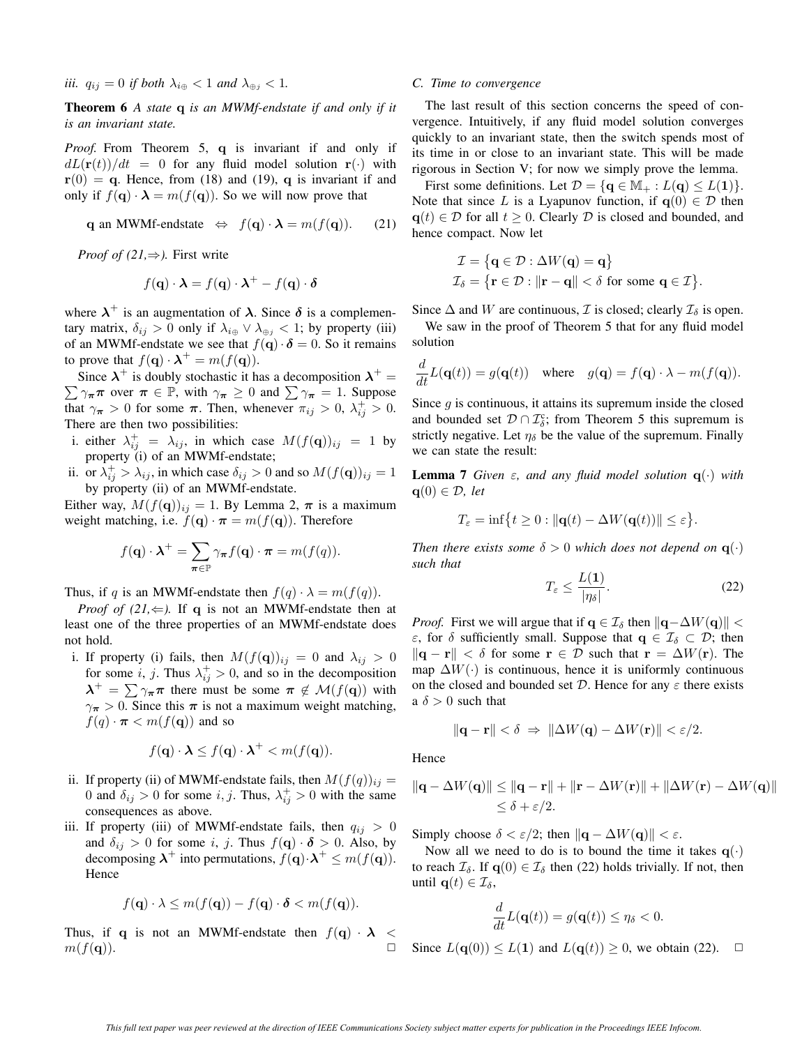*iii.* $q_{ij} = 0$ *if both* $\lambda_{i\oplus} < 1$ *and* $\lambda_{\oplus j} < 1$.

**Theorem 6** *A state* $\mathbf{q}$ *is an MWMf-endstate if and only if it is an invariant state.*

*Proof.* From Theorem 5, $\mathbf{q}$ is invariant if and only if $dL(\mathbf{r}(t))/dt = 0$ for any fluid model solution $\mathbf{r}(\cdot)$ with $\mathbf{r}(0) = \mathbf{q}$. Hence, from (18) and (19), $\mathbf{q}$ is invariant if and only if $f(\mathbf{q}) \cdot \boldsymbol{\lambda} = m(f(\mathbf{q}))$. So we will now prove that

$$\mathbf{q} \text{ an MWMf-endstate} \quad \Leftrightarrow \quad f(\mathbf{q}) \cdot \boldsymbol{\lambda} = m(f(\mathbf{q})). \tag{21}$$

*Proof of (21,⇒).* First write

$$f(\mathbf{q}) \cdot \boldsymbol{\lambda} = f(\mathbf{q}) \cdot \boldsymbol{\lambda}^+ - f(\mathbf{q}) \cdot \boldsymbol{\delta}$$

where $\boldsymbol{\lambda}^+$ is an augmentation of $\boldsymbol{\lambda}$. Since $\boldsymbol{\delta}$ is a complementary matrix, $\delta_{ij} > 0$ only if $\lambda_{i\oplus} \vee \lambda_{\oplus j} < 1$; by property (iii) of an MWMf-endstate we see that $f(\mathbf{q}) \cdot \boldsymbol{\delta} = 0$. So it remains to prove that $f(\mathbf{q}) \cdot \boldsymbol{\lambda}^+ = m(f(\mathbf{q}))$.

Since $\boldsymbol{\lambda}^+$ is doubly stochastic it has a decomposition $\boldsymbol{\lambda}^+ = \sum \gamma_{\boldsymbol{\pi}} \boldsymbol{\pi}$ over $\boldsymbol{\pi} \in \mathbb{P}$, with $\gamma_{\boldsymbol{\pi}} \geq 0$ and $\sum \gamma_{\boldsymbol{\pi}} = 1$. Suppose that $\gamma_{\boldsymbol{\pi}} > 0$ for some $\boldsymbol{\pi}$. Then, whenever $\pi_{ij} > 0$, $\lambda^+_{ij} > 0$. There are then two possibilities:

i. either $\lambda^+_{ij} = \lambda_{ij}$, in which case $M(f(\mathbf{q}))_{ij} = 1$ by property (i) of an MWMf-endstate;
ii. or $\lambda^+_{ij} > \lambda_{ij}$, in which case $\delta_{ij} > 0$ and so $M(f(\mathbf{q}))_{ij} = 1$ by property (ii) of an MWMf-endstate.

Either way, $M(f(\mathbf{q}))_{ij} = 1$. By Lemma 2, $\boldsymbol{\pi}$ is a maximum weight matching, i.e. $f(\mathbf{q}) \cdot \boldsymbol{\pi} = m(f(\mathbf{q}))$. Therefore

$$f(\mathbf{q}) \cdot \boldsymbol{\lambda}^+ = \sum_{\boldsymbol{\pi} \in \mathbb{P}} \gamma_{\boldsymbol{\pi}} f(\mathbf{q}) \cdot \boldsymbol{\pi} = m(f(q)).$$

Thus, if $q$ is an MWMf-endstate then $f(q) \cdot \lambda = m(f(\mathbf{q}))$.

*Proof of (21,⇐).* If $\mathbf{q}$ is not an MWMf-endstate then at least one of the three properties of an MWMf-endstate does not hold.

i. If property (i) fails, then $M(f(\mathbf{q}))_{ij} = 0$ and $\lambda_{ij} > 0$ for some $i$, $j$. Thus $\lambda^+_{ij} > 0$, and so in the decomposition $\boldsymbol{\lambda}^+ = \sum \gamma_{\boldsymbol{\pi}} \boldsymbol{\pi}$ there must be some $\boldsymbol{\pi} \notin \mathcal{M}(f(\mathbf{q}))$ with $\gamma_{\boldsymbol{\pi}} > 0$. Since this $\boldsymbol{\pi}$ is not a maximum weight matching, $f(q) \cdot \boldsymbol{\pi} < m(f(\mathbf{q}))$ and so

$$f(\mathbf{q}) \cdot \boldsymbol{\lambda} \leq f(\mathbf{q}) \cdot \boldsymbol{\lambda}^+ < m(f(\mathbf{q})).$$

ii. If property (ii) of MWMf-endstate fails, then $M(f(q))_{ij} = 0$ and $\delta_{ij} > 0$ for some $i, j$. Thus, $\lambda^+_{ij} > 0$ with the same consequences as above.
iii. If property (iii) of MWMf-endstate fails, then $q_{ij} > 0$ and $\delta_{ij} > 0$ for some $i$, $j$. Thus $f(\mathbf{q}) \cdot \boldsymbol{\delta} > 0$. Also, by decomposing $\boldsymbol{\lambda}^+$ into permutations, $f(\mathbf{q}) \cdot \boldsymbol{\lambda}^+ \leq m(f(\mathbf{q}))$. Hence

$$f(\mathbf{q}) \cdot \lambda \leq m(f(\mathbf{q})) - f(\mathbf{q}) \cdot \boldsymbol{\delta} < m(f(\mathbf{q})).$$

Thus, if $\mathbf{q}$ is not an MWMf-endstate then $f(\mathbf{q}) \cdot \boldsymbol{\lambda} < m(f(\mathbf{q}))$. □

### C. Time to convergence

The last result of this section concerns the speed of convergence. Intuitively, if any fluid model solution converges quickly to an invariant state, then the switch spends most of its time in or close to an invariant state. This will be made rigorous in Section V; for now we simply prove the lemma.

First some definitions. Let $\mathcal{D} = \{\mathbf{q} \in \mathbb{M}_+ : L(\mathbf{q}) \leq L(\mathbf{1})\}$. Note that since $L$ is a Lyapunov function, if $\mathbf{q}(0) \in \mathcal{D}$ then $\mathbf{q}(t) \in \mathcal{D}$ for all $t \geq 0$. Clearly $\mathcal{D}$ is closed and bounded, and hence compact. Now let

$$\mathcal{I} = \big\{\mathbf{q} \in \mathcal{D} : \Delta W(\mathbf{q}) = \mathbf{q}\big\}$$
$$\mathcal{I}_\delta = \big\{\mathbf{r} \in \mathcal{D} : \|\mathbf{r} - \mathbf{q}\| < \delta \text{ for some } \mathbf{q} \in \mathcal{I}\big\}.$$

Since $\Delta$ and $W$ are continuous, $\mathcal{I}$ is closed; clearly $\mathcal{I}_\delta$ is open.

We saw in the proof of Theorem 5 that for any fluid model solution

$$\frac{d}{dt} L(\mathbf{q}(t)) = g(\mathbf{q}(t)) \quad \text{where} \quad g(\mathbf{q}) = f(\mathbf{q}) \cdot \lambda - m(f(\mathbf{q})).$$

Since $g$ is continuous, it attains its supremum inside the closed and bounded set $\mathcal{D} \cap \mathcal{I}^c_\delta$; from Theorem 5 this supremum is strictly negative. Let $\eta_\delta$ be the value of the supremum. Finally we can state the result:

**Lemma 7** *Given* $\varepsilon$*, and any fluid model solution* $\mathbf{q}(\cdot)$ *with* $\mathbf{q}(0) \in \mathcal{D}$*, let*

$$T_\varepsilon = \inf\big\{t \geq 0 : \|\mathbf{q}(t) - \Delta W(\mathbf{q}(t))\| \leq \varepsilon\big\}.$$

*Then there exists some* $\delta > 0$ *which does not depend on* $\mathbf{q}(\cdot)$ *such that*

$$T_\varepsilon \leq \frac{L(\mathbf{1})}{|\eta_\delta|}. \tag{22}$$

*Proof.* First we will argue that if $\mathbf{q} \in \mathcal{I}_\delta$ then $\|\mathbf{q} - \Delta W(\mathbf{q})\| < \varepsilon$, for $\delta$ sufficiently small. Suppose that $\mathbf{q} \in \mathcal{I}_\delta \subset \mathcal{D}$; then $\|\mathbf{q} - \mathbf{r}\| < \delta$ for some $\mathbf{r} \in \mathcal{D}$ such that $\mathbf{r} = \Delta W(\mathbf{r})$. The map $\Delta W(\cdot)$ is continuous, hence it is uniformly continuous on the closed and bounded set $\mathcal{D}$. Hence for any $\varepsilon$ there exists a $\delta > 0$ such that

$$\|\mathbf{q} - \mathbf{r}\| < \delta \;\Rightarrow\; \|\Delta W(\mathbf{q}) - \Delta W(\mathbf{r})\| < \varepsilon/2.$$

Hence

$$\begin{aligned}\|\mathbf{q} - \Delta W(\mathbf{q})\| &\leq \|\mathbf{q} - \mathbf{r}\| + \|\mathbf{r} - \Delta W(\mathbf{r})\| + \|\Delta W(\mathbf{r}) - \Delta W(\mathbf{q})\| \\ &\leq \delta + \varepsilon/2.\end{aligned}$$

Simply choose $\delta < \varepsilon/2$; then $\|\mathbf{q} - \Delta W(\mathbf{q})\| < \varepsilon$.

Now all we need to do is to bound the time it takes $\mathbf{q}(\cdot)$ to reach $\mathcal{I}_\delta$. If $\mathbf{q}(0) \in \mathcal{I}_\delta$ then (22) holds trivially. If not, then until $\mathbf{q}(t) \in \mathcal{I}_\delta$,

$$\frac{d}{dt} L(\mathbf{q}(t)) = g(\mathbf{q}(t)) \leq \eta_\delta < 0.$$

Since $L(\mathbf{q}(0)) \leq L(\mathbf{1})$ and $L(\mathbf{q}(t)) \geq 0$, we obtain (22). □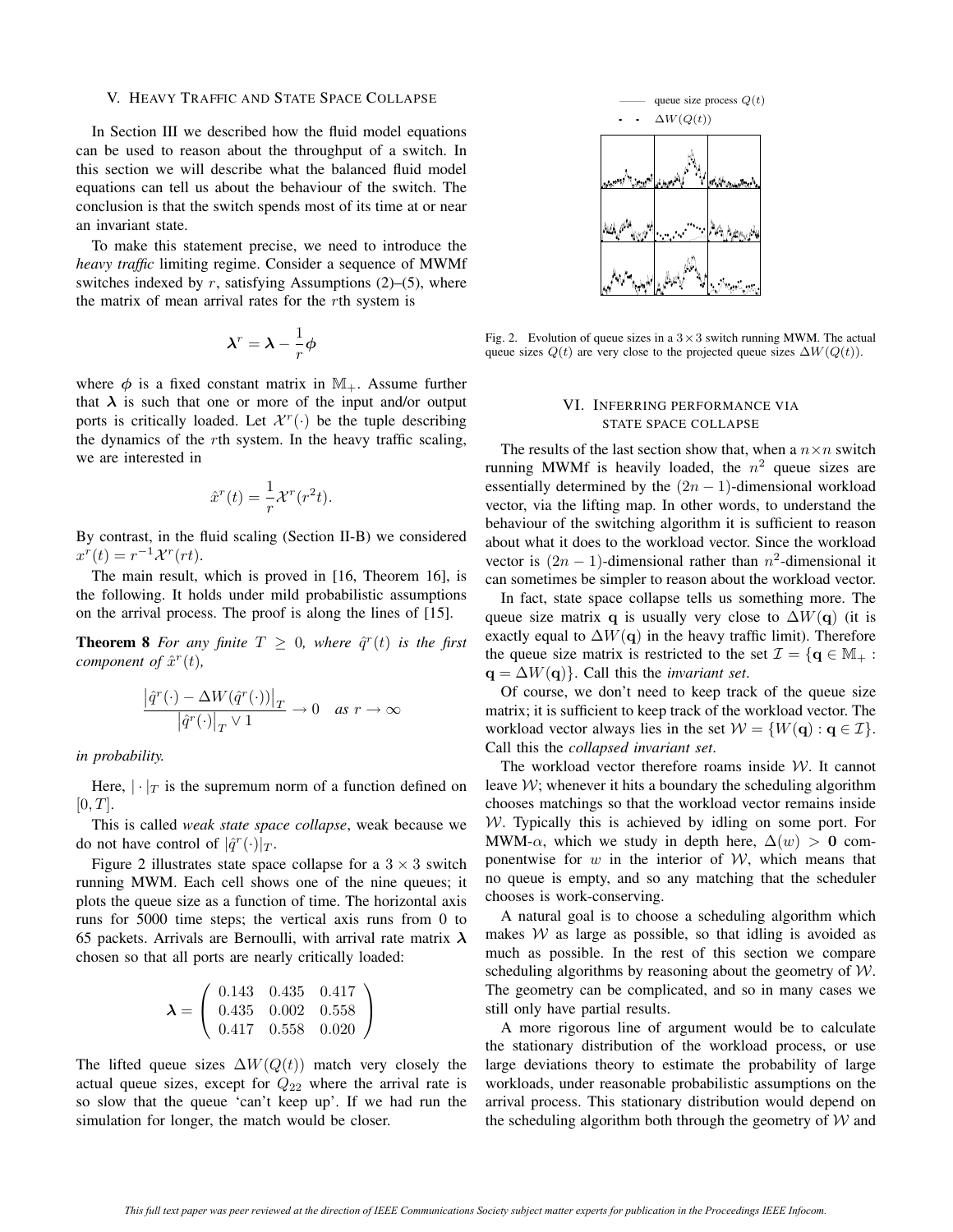## V. Heavy Traffic and State Space Collapse

In Section III we described how the fluid model equations can be used to reason about the throughput of a switch. In this section we will describe what the balanced fluid model equations can tell us about the behaviour of the switch. The conclusion is that the switch spends most of its time at or near an invariant state.

To make this statement precise, we need to introduce the *heavy traffic* limiting regime. Consider a sequence of MWMf switches indexed by $r$, satisfying Assumptions (2)–(5), where the matrix of mean arrival rates for the $r$th system is

$$\boldsymbol{\lambda}^r = \boldsymbol{\lambda} - \frac{1}{r}\boldsymbol{\phi}$$

where $\boldsymbol{\phi}$ is a fixed constant matrix in $\mathbb{M}_+$. Assume further that $\boldsymbol{\lambda}$ is such that one or more of the input and/or output ports is critically loaded. Let $\mathcal{X}^r(\cdot)$ be the tuple describing the dynamics of the $r$th system. In the heavy traffic scaling, we are interested in

$$\hat{x}^r(t) = \frac{1}{r}\mathcal{X}^r(r^2 t).$$

By contrast, in the fluid scaling (Section II-B) we considered $x^r(t) = r^{-1}\mathcal{X}^r(rt)$.

The main result, which is proved in [16, Theorem 16], is the following. It holds under mild probabilistic assumptions on the arrival process. The proof is along the lines of [15].

**Theorem 8** *For any finite $T \geq 0$, where $\hat{q}^r(t)$ is the first component of $\hat{x}^r(t)$,*

$$\frac{\left|\hat{q}^r(\cdot) - \Delta W(\hat{q}^r(\cdot))\right|_T}{\left|\hat{q}^r(\cdot)\right|_T \vee 1} \to 0 \quad \textit{as } r \to \infty$$

*in probability.*

Here, $|\cdot|_T$ is the supremum norm of a function defined on $[0, T]$.

This is called *weak state space collapse*, weak because we do not have control of $|\hat{q}^r(\cdot)|_T$.

Figure 2 illustrates state space collapse for a $3 \times 3$ switch running MWM. Each cell shows one of the nine queues; it plots the queue size as a function of time. The horizontal axis runs for 5000 time steps; the vertical axis runs from 0 to 65 packets. Arrivals are Bernoulli, with arrival rate matrix $\boldsymbol{\lambda}$ chosen so that all ports are nearly critically loaded:

$$\boldsymbol{\lambda} = \begin{pmatrix} 0.143 & 0.435 & 0.417 \\ 0.435 & 0.002 & 0.558 \\ 0.417 & 0.558 & 0.020 \end{pmatrix}$$

The lifted queue sizes $\Delta W(Q(t))$ match very closely the actual queue sizes, except for $Q_{22}$ where the arrival rate is so slow that the queue 'can't keep up'. If we had run the simulation for longer, the match would be closer.

queue size process $Q(t)$

$\Delta W(Q(t))$

Fig. 2. Evolution of queue sizes in a $3 \times 3$ switch running MWM. The actual queue sizes $Q(t)$ are very close to the projected queue sizes $\Delta W(Q(t))$.

## VI. Inferring performance via state space collapse

The results of the last section show that, when a $n \times n$ switch running MWMf is heavily loaded, the $n^2$ queue sizes are essentially determined by the $(2n-1)$-dimensional workload vector, via the lifting map. In other words, to understand the behaviour of the switching algorithm it is sufficient to reason about what it does to the workload vector. Since the workload vector is $(2n-1)$-dimensional rather than $n^2$-dimensional it can sometimes be simpler to reason about the workload vector.

In fact, state space collapse tells us something more. The queue size matrix $\mathbf{q}$ is usually very close to $\Delta W(\mathbf{q})$ (it is exactly equal to $\Delta W(\mathbf{q})$ in the heavy traffic limit). Therefore the queue size matrix is restricted to the set $\mathcal{I} = \{\mathbf{q} \in \mathbb{M}_+ : \mathbf{q} = \Delta W(\mathbf{q})\}$. Call this the *invariant set*.

Of course, we don't need to keep track of the queue size matrix; it is sufficient to keep track of the workload vector. The workload vector always lies in the set $\mathcal{W} = \{W(\mathbf{q}) : \mathbf{q} \in \mathcal{I}\}$. Call this the *collapsed invariant set*.

The workload vector therefore roams inside $\mathcal{W}$. It cannot leave $\mathcal{W}$; whenever it hits a boundary the scheduling algorithm chooses matchings so that the workload vector remains inside $\mathcal{W}$. Typically this is achieved by idling on some port. For MWM-$\alpha$, which we study in depth here, $\Delta(w) > \mathbf{0}$ componentwise for $w$ in the interior of $\mathcal{W}$, which means that no queue is empty, and so any matching that the scheduler chooses is work-conserving.

A natural goal is to choose a scheduling algorithm which makes $\mathcal{W}$ as large as possible, so that idling is avoided as much as possible. In the rest of this section we compare scheduling algorithms by reasoning about the geometry of $\mathcal{W}$. The geometry can be complicated, and so in many cases we still only have partial results.

A more rigorous line of argument would be to calculate the stationary distribution of the workload process, or use large deviations theory to estimate the probability of large workloads, under reasonable probabilistic assumptions on the arrival process. This stationary distribution would depend on the scheduling algorithm both through the geometry of $\mathcal{W}$ and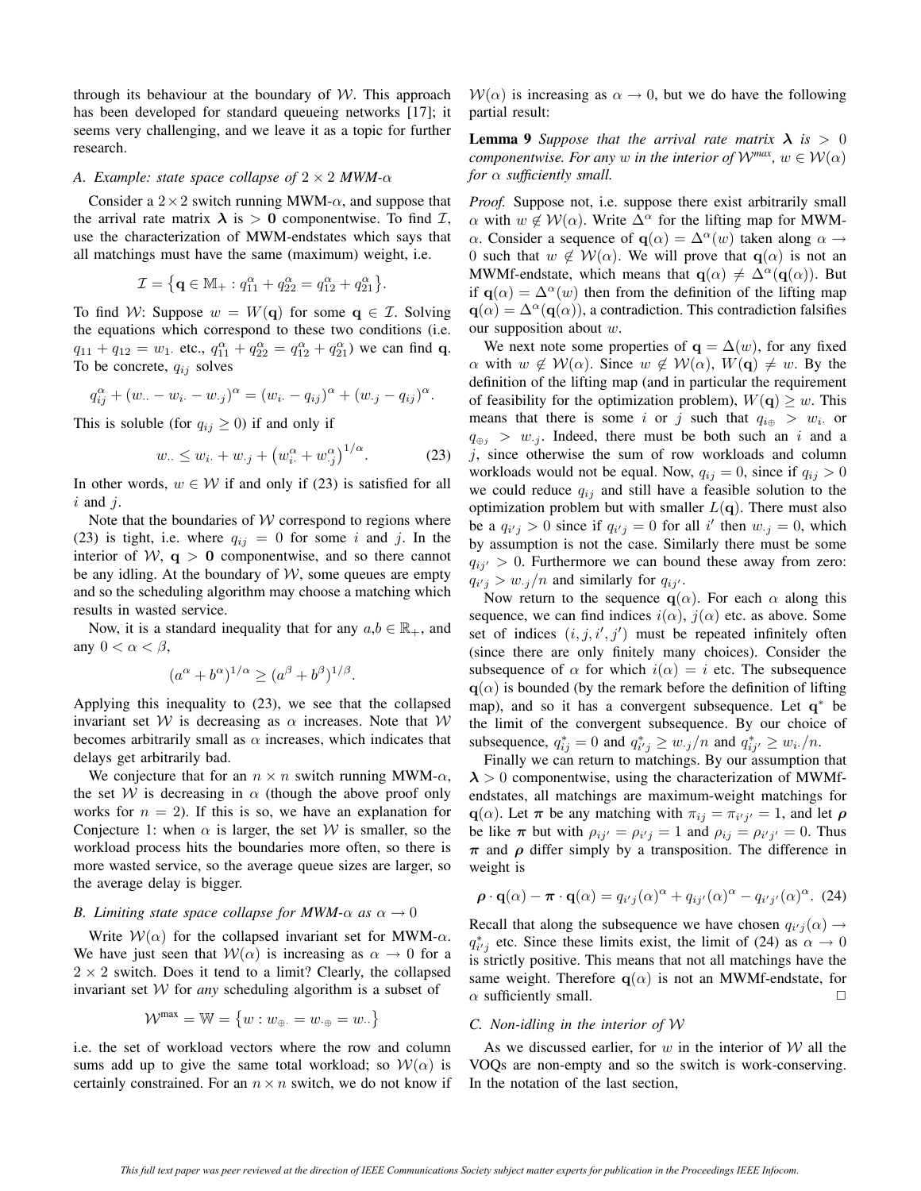through its behaviour at the boundary of $\mathcal{W}$. This approach has been developed for standard queueing networks [17]; it seems very challenging, and we leave it as a topic for further research.

### A. Example: state space collapse of $2 \times 2$ MWM-$\alpha$

Consider a $2 \times 2$ switch running MWM-$\alpha$, and suppose that the arrival rate matrix $\boldsymbol{\lambda}$ is $> \mathbf{0}$ componentwise. To find $\mathcal{I}$, use the characterization of MWM-endstates which says that all matchings must have the same (maximum) weight, i.e.

$$\mathcal{I} = \left\{ \mathbf{q} \in \mathbb{M}_+ : q_{11}^\alpha + q_{22}^\alpha = q_{12}^\alpha + q_{21}^\alpha \right\}.$$

To find $\mathcal{W}$: Suppose $w = W(\mathbf{q})$ for some $\mathbf{q} \in \mathcal{I}$. Solving the equations which correspond to these two conditions (i.e. $q_{11} + q_{12} = w_{1\cdot}$ etc., $q_{11}^\alpha + q_{22}^\alpha = q_{12}^\alpha + q_{21}^\alpha$) we can find $\mathbf{q}$. To be concrete, $q_{ij}$ solves

$$q_{ij}^\alpha + (w_{\cdot\cdot} - w_{i\cdot} - w_{\cdot j})^\alpha = (w_{i\cdot} - q_{ij})^\alpha + (w_{\cdot j} - q_{ij})^\alpha.$$

This is soluble (for $q_{ij} \geq 0$) if and only if

$$w_{\cdot\cdot} \leq w_{i\cdot} + w_{\cdot j} + \left( w_{i\cdot}^\alpha + w_{\cdot j}^\alpha \right)^{1/\alpha}. \tag{23}$$

In other words, $w \in \mathcal{W}$ if and only if (23) is satisfied for all $i$ and $j$.

Note that the boundaries of $\mathcal{W}$ correspond to regions where (23) is tight, i.e. where $q_{ij} = 0$ for some $i$ and $j$. In the interior of $\mathcal{W}$, $\mathbf{q} > \mathbf{0}$ componentwise, and so there cannot be any idling. At the boundary of $\mathcal{W}$, some queues are empty and so the scheduling algorithm may choose a matching which results in wasted service.

Now, it is a standard inequality that for any $a,b \in \mathbb{R}_+$, and any $0 < \alpha < \beta$,

$$(a^\alpha + b^\alpha)^{1/\alpha} \geq (a^\beta + b^\beta)^{1/\beta}.$$

Applying this inequality to (23), we see that the collapsed invariant set $\mathcal{W}$ is decreasing as $\alpha$ increases. Note that $\mathcal{W}$ becomes arbitrarily small as $\alpha$ increases, which indicates that delays get arbitrarily bad.

We conjecture that for an $n \times n$ switch running MWM-$\alpha$, the set $\mathcal{W}$ is decreasing in $\alpha$ (though the above proof only works for $n = 2$). If this is so, we have an explanation for Conjecture 1: when $\alpha$ is larger, the set $\mathcal{W}$ is smaller, so the workload process hits the boundaries more often, so there is more wasted service, so the average queue sizes are larger, so the average delay is bigger.

### B. Limiting state space collapse for MWM-$\alpha$ as $\alpha \to 0$

Write $\mathcal{W}(\alpha)$ for the collapsed invariant set for MWM-$\alpha$. We have just seen that $\mathcal{W}(\alpha)$ is increasing as $\alpha \to 0$ for a $2 \times 2$ switch. Does it tend to a limit? Clearly, the collapsed invariant set $\mathcal{W}$ for *any* scheduling algorithm is a subset of

$$\mathcal{W}^{\text{max}} = \mathbb{W} = \left\{ w : w_{\oplus\cdot} = w_{\cdot\oplus} = w_{\cdot\cdot} \right\}$$

i.e. the set of workload vectors where the row and column sums add up to give the same total workload; so $\mathcal{W}(\alpha)$ is certainly constrained. For an $n \times n$ switch, we do not know if $\mathcal{W}(\alpha)$ is increasing as $\alpha \to 0$, but we do have the following partial result:

**Lemma 9** *Suppose that the arrival rate matrix $\boldsymbol{\lambda}$ is $> \mathbf{0}$ componentwise. For any $w$ in the interior of $\mathcal{W}^{\text{max}}$, $w \in \mathcal{W}(\alpha)$ for $\alpha$ sufficiently small.*

*Proof.* Suppose not, i.e. suppose there exist arbitrarily small $\alpha$ with $w \notin \mathcal{W}(\alpha)$. Write $\Delta^\alpha$ for the lifting map for MWM-$\alpha$. Consider a sequence of $\mathbf{q}(\alpha) = \Delta^\alpha(w)$ taken along $\alpha \to 0$ such that $w \notin \mathcal{W}(\alpha)$. We will prove that $\mathbf{q}(\alpha)$ is not an MWMf-endstate, which means that $\mathbf{q}(\alpha) \neq \Delta^\alpha(\mathbf{q}(\alpha))$. But if $\mathbf{q}(\alpha) = \Delta^\alpha(w)$ then from the definition of the lifting map $\mathbf{q}(\alpha) = \Delta^\alpha(\mathbf{q}(\alpha))$, a contradiction. This contradiction falsifies our supposition about $w$.

We next note some properties of $\mathbf{q} = \Delta(w)$, for any fixed $\alpha$ with $w \notin \mathcal{W}(\alpha)$. Since $w \notin \mathcal{W}(\alpha)$, $W(\mathbf{q}) \neq w$. By the definition of the lifting map (and in particular the requirement of feasibility for the optimization problem), $W(\mathbf{q}) \geq w$. This means that there is some $i$ or $j$ such that $q_{i\oplus} > w_{i\cdot}$ or $q_{\oplus j} > w_{\cdot j}$. Indeed, there must be both such an $i$ and a $j$, since otherwise the sum of row workloads and column workloads would not be equal. Now, $q_{ij} = 0$, since if $q_{ij} > 0$ we could reduce $q_{ij}$ and still have a feasible solution to the optimization problem but with smaller $L(\mathbf{q})$. There must also be a $q_{i'j} > 0$ since if $q_{i'j} = 0$ for all $i'$ then $w_{\cdot j} = 0$, which by assumption is not the case. Similarly there must be some $q_{ij'} > 0$. Furthermore we can bound these away from zero: $q_{i'j} > w_{\cdot j}/n$ and similarly for $q_{ij'}$.

Now return to the sequence $\mathbf{q}(\alpha)$. For each $\alpha$ along this sequence, we can find indices $i(\alpha)$, $j(\alpha)$ etc. as above. Some set of indices $(i, j, i', j')$ must be repeated infinitely often (since there are only finitely many choices). Consider the subsequence of $\alpha$ for which $i(\alpha) = i$ etc. The subsequence $\mathbf{q}(\alpha)$ is bounded (by the remark before the definition of lifting map), and so it has a convergent subsequence. Let $\mathbf{q}^*$ be the limit of the convergent subsequence. By our choice of subsequence, $q_{ij}^* = 0$ and $q_{i'j}^* \geq w_{\cdot j}/n$ and $q_{ij'}^* \geq w_{i\cdot}/n$.

Finally we can return to matchings. By our assumption that $\boldsymbol{\lambda} > 0$ componentwise, using the characterization of MWMf-endstates, all matchings are maximum-weight matchings for $\mathbf{q}(\alpha)$. Let $\boldsymbol{\pi}$ be any matching with $\pi_{ij} = \pi_{i'j'} = 1$, and let $\boldsymbol{\rho}$ be like $\boldsymbol{\pi}$ but with $\rho_{ij'} = \rho_{i'j} = 1$ and $\rho_{ij} = \rho_{i'j'} = 0$. Thus $\boldsymbol{\pi}$ and $\boldsymbol{\rho}$ differ simply by a transposition. The difference in weight is

$$\boldsymbol{\rho} \cdot \mathbf{q}(\alpha) - \boldsymbol{\pi} \cdot \mathbf{q}(\alpha) = q_{i'j}(\alpha)^\alpha + q_{ij'}(\alpha)^\alpha - q_{i'j'}(\alpha)^\alpha. \tag{24}$$

Recall that along the subsequence we have chosen $q_{i'j}(\alpha) \to q_{i'j}^*$ etc. Since these limits exist, the limit of (24) as $\alpha \to 0$ is strictly positive. This means that not all matchings have the same weight. Therefore $\mathbf{q}(\alpha)$ is not the MWMf-endstate, for $\alpha$ sufficiently small. $\square$

### C. Non-idling in the interior of $\mathcal{W}$

As we discussed earlier, for $w$ in the interior of $\mathcal{W}$ all the VOQs are non-empty and so the switch is work-conserving. In the notation of the last section,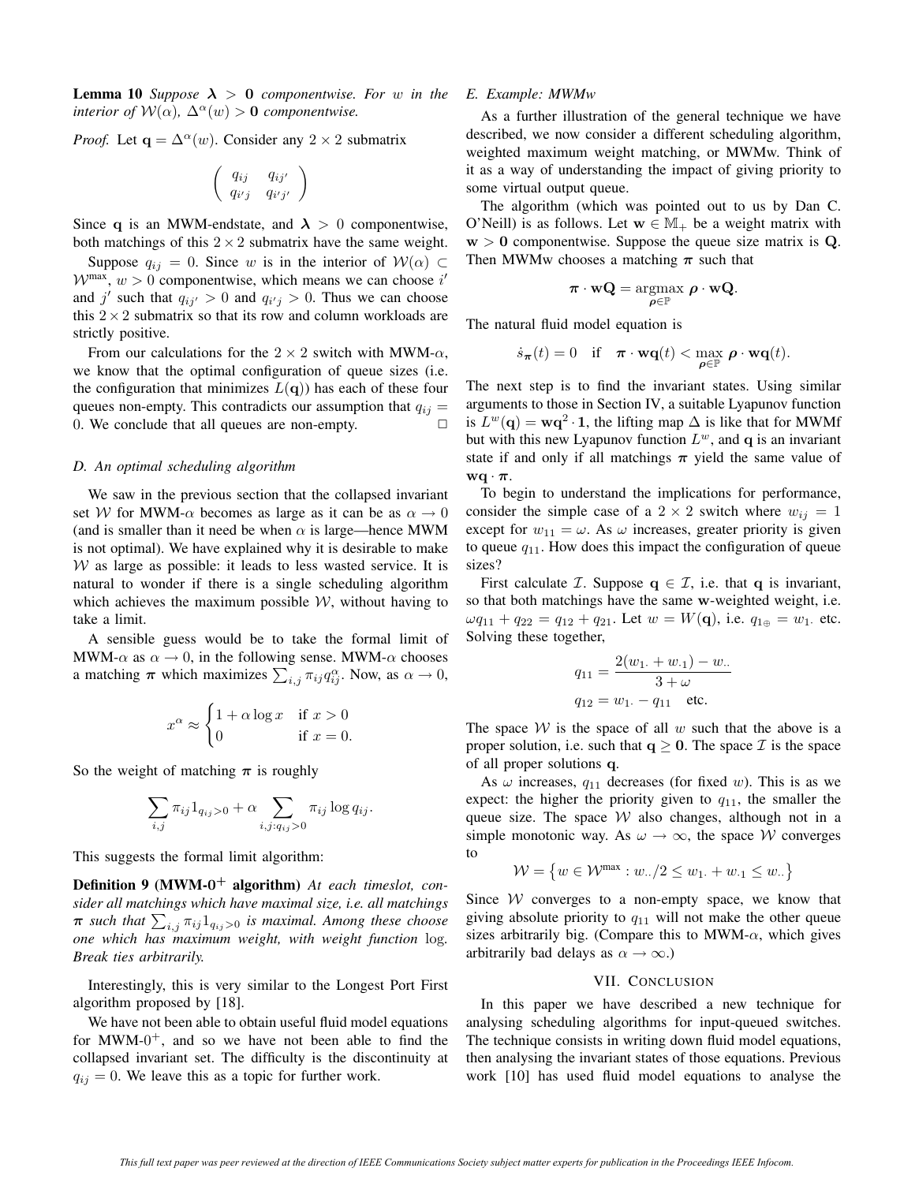**Lemma 10** *Suppose $\boldsymbol{\lambda} > \mathbf{0}$ componentwise. For $w$ in the interior of $\mathcal{W}(\alpha)$, $\Delta^\alpha(w) > \mathbf{0}$ componentwise.*

*Proof.* Let $\mathbf{q} = \Delta^\alpha(w)$. Consider any $2 \times 2$ submatrix

$$\begin{pmatrix} q_{ij} & q_{ij'} \\ q_{i'j} & q_{i'j'} \end{pmatrix}$$

Since $\mathbf{q}$ is an MWM-endstate, and $\boldsymbol{\lambda} > 0$ componentwise, both matchings of this $2 \times 2$ submatrix have the same weight.

Suppose $q_{ij} = 0$. Since $w$ is in the interior of $\mathcal{W}(\alpha) \subset \mathcal{W}^{\max}$, $w > 0$ componentwise, which means we can choose $i'$ and $j'$ such that $q_{ij'} > 0$ and $q_{i'j} > 0$. Thus we can choose this $2 \times 2$ submatrix so that its row and column workloads are strictly positive.

From our calculations for the $2 \times 2$ switch with MWM-$\alpha$, we know that the optimal configuration of queue sizes (i.e. the configuration that minimizes $L(\mathbf{q})$) has each of these four queues non-empty. This contradicts our assumption that $q_{ij} = 0$. We conclude that all queues are non-empty. □

### D. An optimal scheduling algorithm

We saw in the previous section that the collapsed invariant set $\mathcal{W}$ for MWM-$\alpha$ becomes as large as it can be as $\alpha \to 0$ (and is smaller than it need be when $\alpha$ is large—hence MWM is not optimal). We have explained why it is desirable to make $\mathcal{W}$ as large as possible: it leads to less wasted service. It is natural to wonder if there is a single scheduling algorithm which achieves the maximum possible $\mathcal{W}$, without having to take a limit.

A sensible guess would be to take the formal limit of MWM-$\alpha$ as $\alpha \to 0$, in the following sense. MWM-$\alpha$ chooses a matching $\boldsymbol{\pi}$ which maximizes $\sum_{i,j} \pi_{ij} q_{ij}^\alpha$. Now, as $\alpha \to 0$,

$$x^\alpha \approx \begin{cases} 1 + \alpha \log x & \text{if } x > 0 \\ 0 & \text{if } x = 0. \end{cases}$$

So the weight of matching $\boldsymbol{\pi}$ is roughly

$$\sum_{i,j} \pi_{ij} 1_{q_{ij}>0} + \alpha \sum_{i,j:q_{ij}>0} \pi_{ij} \log q_{ij}.$$

This suggests the formal limit algorithm:

**Definition 9 (MWM-$0^+$ algorithm)** *At each timeslot, consider all matchings which have maximal size, i.e. all matchings $\boldsymbol{\pi}$ such that $\sum_{i,j} \pi_{ij} 1_{q_{ij}>0}$ is maximal. Among these choose one which has maximum weight, with weight function* log*. Break ties arbitrarily.*

Interestingly, this is very similar to the Longest Port First algorithm proposed by [18].

We have not been able to obtain useful fluid model equations for MWM-$0^+$, and so we have not been able to find the collapsed invariant set. The difficulty is the discontinuity at $q_{ij} = 0$. We leave this as a topic for further work.

### E. Example: MWMw

As a further illustration of the general technique we have described, we now consider a different scheduling algorithm, weighted maximum weight matching, or MWMw. Think of it as a way of understanding the impact of giving priority to some virtual output queue.

The algorithm (which was pointed out to us by Dan C. O'Neill) is as follows. Let $\mathbf{w} \in \mathbb{M}_+$ be a weight matrix with $\mathbf{w} > \mathbf{0}$ componentwise. Suppose the queue size matrix is $\mathbf{Q}$. Then MWMw chooses a matching $\boldsymbol{\pi}$ such that

$$\boldsymbol{\pi} \cdot \mathbf{wQ} = \operatorname*{argmax}_{\boldsymbol{\rho} \in \mathbb{P}} \boldsymbol{\rho} \cdot \mathbf{wQ}.$$

The natural fluid model equation is

$$\dot{s}_{\boldsymbol{\pi}}(t) = 0 \quad \text{if} \quad \boldsymbol{\pi} \cdot \mathbf{wq}(t) < \max_{\boldsymbol{\rho} \in \mathbb{P}} \boldsymbol{\rho} \cdot \mathbf{wq}(t).$$

The next step is to find the invariant states. Using similar arguments to those in Section IV, a suitable Lyapunov function is $L^w(\mathbf{q}) = \mathbf{wq}^2 \cdot \mathbf{1}$, the lifting map $\Delta$ is like that for MWMf but with this new Lyapunov function $L^w$, and $\mathbf{q}$ is an invariant state if and only if all matchings $\boldsymbol{\pi}$ yield the same value of $\mathbf{wq} \cdot \boldsymbol{\pi}$.

To begin to understand the implications for performance, consider the simple case of a $2 \times 2$ switch where $w_{ij} = 1$ except for $w_{11} = \omega$. As $\omega$ increases, greater priority is given to queue $q_{11}$. How does this impact the configuration of queue sizes?

First calculate $\mathcal{I}$. Suppose $\mathbf{q} \in \mathcal{I}$, i.e. that $\mathbf{q}$ is invariant, so that both matchings have the same $\mathbf{w}$-weighted weight, i.e. $\omega q_{11} + q_{22} = q_{12} + q_{21}$. Let $w = W(\mathbf{q})$, i.e. $q_{1\oplus} = w_{1\cdot}$ etc. Solving these together,

$$q_{11} = \frac{2(w_{1\cdot} + w_{\cdot 1}) - w_{\cdot\cdot}}{3 + \omega}$$
$$q_{12} = w_{1\cdot} - q_{11} \quad \text{etc.}$$

The space $\mathcal{W}$ is the space of all $w$ such that the above is a proper solution, i.e. such that $\mathbf{q} \geq \mathbf{0}$. The space $\mathcal{I}$ is the space of all proper solutions $\mathbf{q}$.

As $\omega$ increases, $q_{11}$ decreases (for fixed $w$). This is as we expect: the higher the priority given to $q_{11}$, the smaller the queue size. The space $\mathcal{W}$ also changes, although not in a simple monotonic way. As $\omega \to \infty$, the space $\mathcal{W}$ converges to

$$\mathcal{W} = \left\{ w \in \mathcal{W}^{\max} : w_{\cdot\cdot}/2 \leq w_{1\cdot} + w_{\cdot 1} \leq w_{\cdot\cdot} \right\}$$

Since $\mathcal{W}$ converges to a non-empty space, we know that giving absolute priority to $q_{11}$ will not make the other queue sizes arbitrarily big. (Compare this to MWM-$\alpha$, which gives arbitrarily bad delays as $\alpha \to \infty$.)

## VII. Conclusion

In this paper we have described a new technique for analysing scheduling algorithms for input-queued switches. The technique consists in writing down fluid model equations, then analysing the invariant states of those equations. Previous work [10] has used fluid model equations to analyse the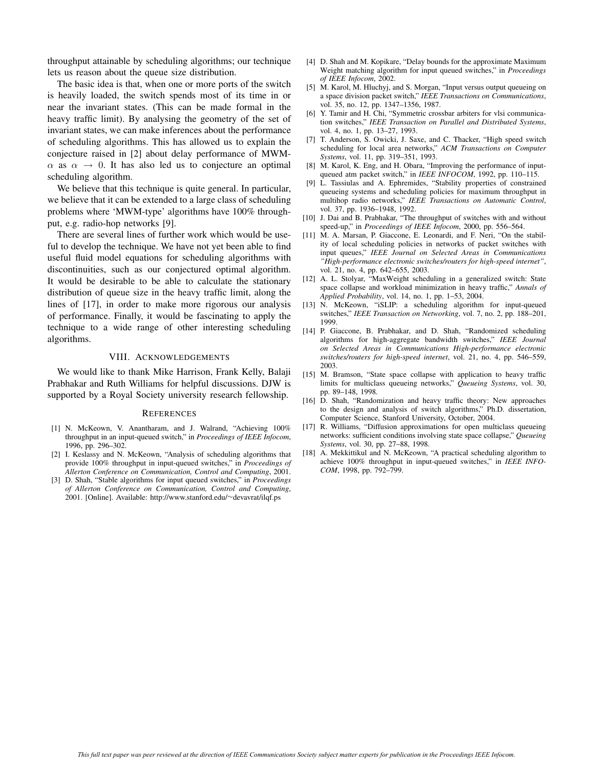throughput attainable by scheduling algorithms; our technique lets us reason about the queue size distribution.

The basic idea is that, when one or more ports of the switch is heavily loaded, the switch spends most of its time in or near the invariant states. (This can be made formal in the heavy traffic limit). By analysing the geometry of the set of invariant states, we can make inferences about the performance of scheduling algorithms. This has allowed us to explain the conjecture raised in [2] about delay performance of MWM-$\alpha$ as $\alpha \to 0$. It has also led us to conjecture an optimal scheduling algorithm.

We believe that this technique is quite general. In particular, we believe that it can be extended to a large class of scheduling problems where 'MWM-type' algorithms have 100% throughput, e.g. radio-hop networks [9].

There are several lines of further work which would be useful to develop the technique. We have not yet been able to find useful fluid model equations for scheduling algorithms with discontinuities, such as our conjectured optimal algorithm. It would be desirable to be able to calculate the stationary distribution of queue size in the heavy traffic limit, along the lines of [17], in order to make more rigorous our analysis of performance. Finally, it would be fascinating to apply the technique to a wide range of other interesting scheduling algorithms.

## VIII. Acknowledgements

We would like to thank Mike Harrison, Frank Kelly, Balaji Prabhakar and Ruth Williams for helpful discussions. DJW is supported by a Royal Society university research fellowship.

## References

[1] N. McKeown, V. Anantharam, and J. Walrand, "Achieving 100% throughput in an input-queued switch," in *Proceedings of IEEE Infocom*, 1996, pp. 296–302.

[2] I. Keslassy and N. McKeown, "Analysis of scheduling algorithms that provide 100% throughput in input-queued switches," in *Proceedings of Allerton Conference on Communication, Control and Computing*, 2001.

[3] D. Shah, "Stable algorithms for input queued switches," in *Proceedings of Allerton Conference on Communication, Control and Computing*, 2001. [Online]. Available: http://www.stanford.edu/~devavrat/ilqf.ps

[4] D. Shah and M. Kopikare, "Delay bounds for the approximate Maximum Weight matching algorithm for input queued switches," in *Proceedings of IEEE Infocom*, 2002.

[5] M. Karol, M. Hluchyj, and S. Morgan, "Input versus output queueing on a space division packet switch," *IEEE Transactions on Communications*, vol. 35, no. 12, pp. 1347–1356, 1987.

[6] Y. Tamir and H. Chi, "Symmetric crossbar arbiters for vlsi communication switches," *IEEE Transaction on Parallel and Distributed Systems*, vol. 4, no. 1, pp. 13–27, 1993.

[7] T. Anderson, S. Owicki, J. Saxe, and C. Thacker, "High speed switch scheduling for local area networks," *ACM Transactions on Computer Systems*, vol. 11, pp. 319–351, 1993.

[8] M. Karol, K. Eng, and H. Obara, "Improving the performance of input-queued atm packet switch," in *IEEE INFOCOM*, 1992, pp. 110–115.

[9] L. Tassiulas and A. Ephremides, "Stability properties of constrained queueing systems and scheduling policies for maximum throughput in multihop radio networks," *IEEE Transactions on Automatic Control*, vol. 37, pp. 1936–1948, 1992.

[10] J. Dai and B. Prabhakar, "The throughput of switches with and without speed-up," in *Proceedings of IEEE Infocom*, 2000, pp. 556–564.

[11] M. A. Marsan, P. Giaccone, E. Leonardi, and F. Neri, "On the stability of local scheduling policies in networks of packet switches with input queues," *IEEE Journal on Selected Areas in Communications "High-performance electronic switches/routers for high-speed internet"*, vol. 21, no. 4, pp. 642–655, 2003.

[12] A. L. Stolyar, "MaxWeight scheduling in a generalized switch: State space collapse and workload minimization in heavy traffic," *Annals of Applied Probability*, vol. 14, no. 1, pp. 1–53, 2004.

[13] N. McKeown, "iSLIP: a scheduling algorithm for input-queued switches," *IEEE Transaction on Networking*, vol. 7, no. 2, pp. 188–201, 1999.

[14] P. Giaccone, B. Prabhakar, and D. Shah, "Randomized scheduling algorithms for high-aggregate bandwidth switches," *IEEE Journal on Selected Areas in Communications High-performance electronic switches/routers for high-speed internet*, vol. 21, no. 4, pp. 546–559, 2003.

[15] M. Bramson, "State space collapse with application to heavy traffic limits for multiclass queueing networks," *Queueing Systems*, vol. 30, pp. 89–148, 1998.

[16] D. Shah, "Randomization and heavy traffic theory: New approaches to the design and analysis of switch algorithms," Ph.D. dissertation, Computer Science, Stanford University, October, 2004.

[17] R. Williams, "Diffusion approximations for open multiclass queueing networks: sufficient conditions involving state space collapse," *Queueing Systems*, vol. 30, pp. 27–88, 1998.

[18] A. Mekkittikul and N. McKeown, "A practical scheduling algorithm to achieve 100% throughput in input-queued switches," in *IEEE INFOCOM*, 1998, pp. 792–799.